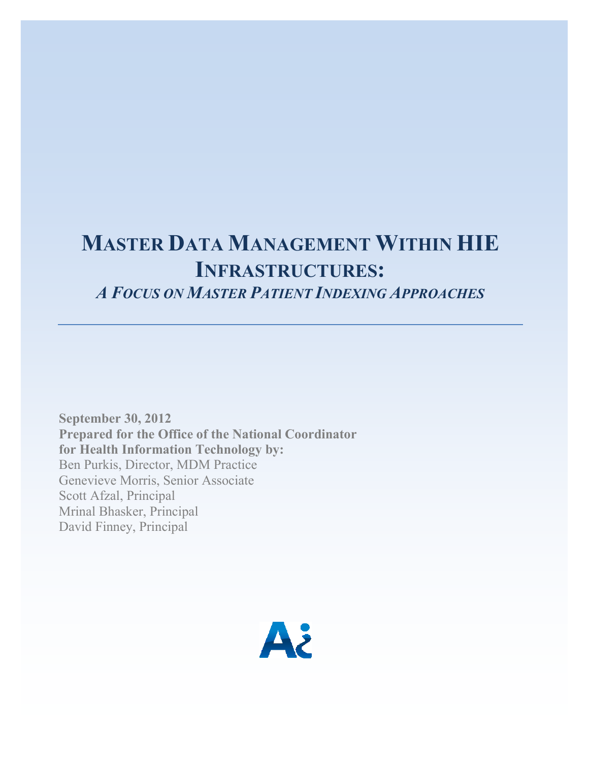# Master Data Management Within HIE Infrastructures:

## *A Focus on Master Patient Indexing Approaches*

---

**September 30, 2012**
**Prepared for the Office of the National Coordinator for Health Information Technology by:**
Ben Purkis, Director, MDM Practice
Genevieve Morris, Senior Associate
Scott Afzal, Principal
Mrinal Bhasker, Principal
David Finney, Principal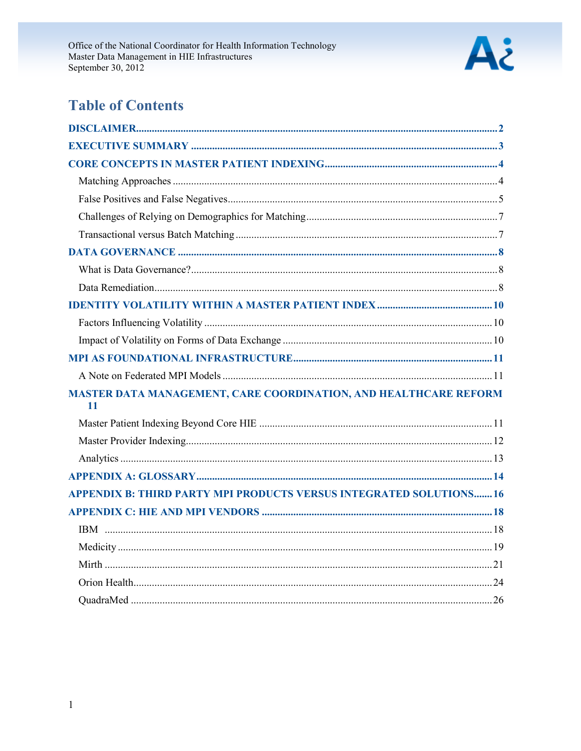# Table of Contents

- DISCLAIMER ..... 2
- EXECUTIVE SUMMARY ..... 3
- CORE CONCEPTS IN MASTER PATIENT INDEXING ..... 4
  - Matching Approaches ..... 4
  - False Positives and False Negatives ..... 5
  - Challenges of Relying on Demographics for Matching ..... 7
  - Transactional versus Batch Matching ..... 7
- DATA GOVERNANCE ..... 8
  - What is Data Governance? ..... 8
  - Data Remediation ..... 8
- IDENTITY VOLATILITY WITHIN A MASTER PATIENT INDEX ..... 10
  - Factors Influencing Volatility ..... 10
  - Impact of Volatility on Forms of Data Exchange ..... 10
- MPI AS FOUNDATIONAL INFRASTRUCTURE ..... 11
  - A Note on Federated MPI Models ..... 11
- MASTER DATA MANAGEMENT, CARE COORDINATION, AND HEALTHCARE REFORM ..... 11
  - Master Patient Indexing Beyond Core HIE ..... 11
  - Master Provider Indexing ..... 12
  - Analytics ..... 13
- APPENDIX A: GLOSSARY ..... 14
- APPENDIX B: THIRD PARTY MPI PRODUCTS VERSUS INTEGRATED SOLUTIONS ..... 16
- APPENDIX C: HIE AND MPI VENDORS ..... 18
  - IBM ..... 18
  - Medicity ..... 19
  - Mirth ..... 21
  - Orion Health ..... 24
  - QuadraMed ..... 26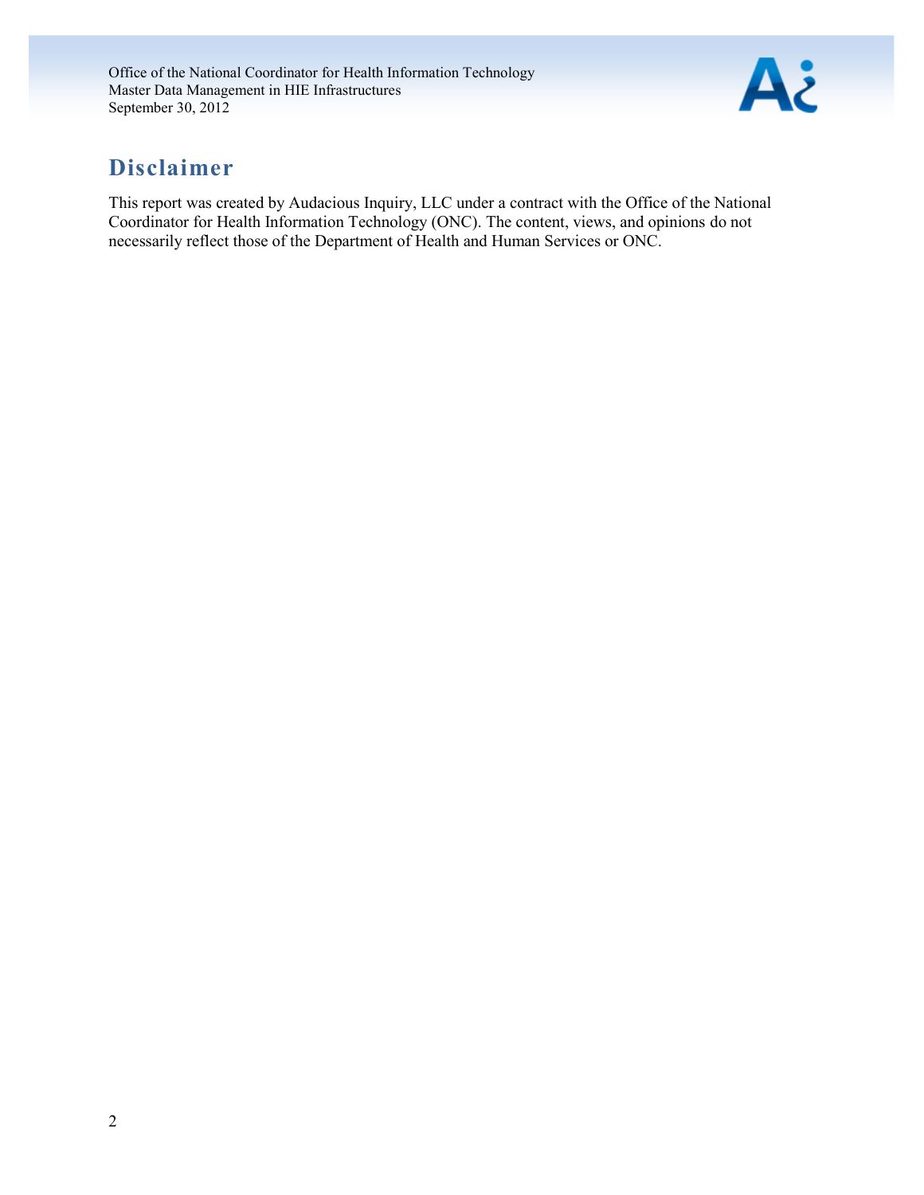# Disclaimer

This report was created by Audacious Inquiry, LLC under a contract with the Office of the National Coordinator for Health Information Technology (ONC). The content, views, and opinions do not necessarily reflect those of the Department of Health and Human Services or ONC.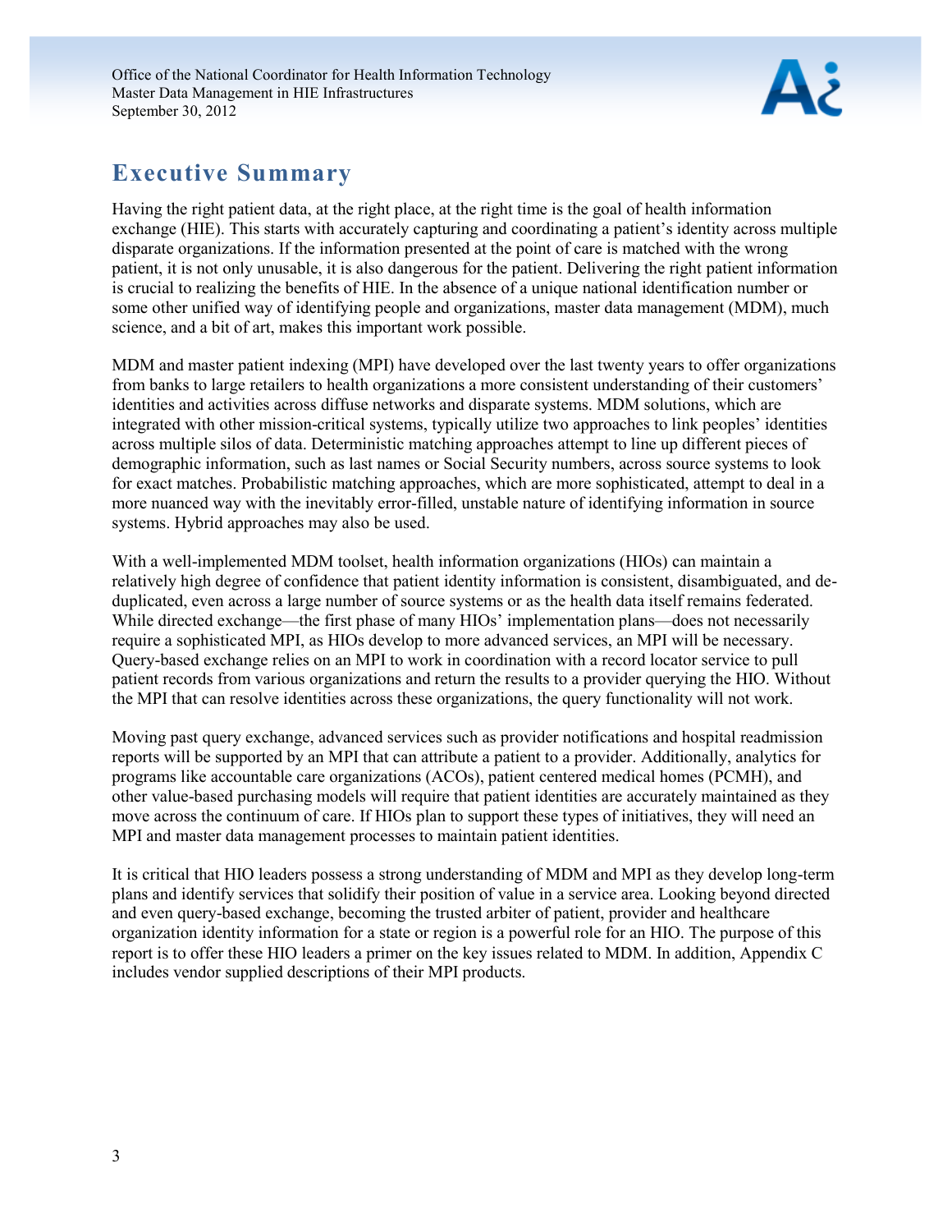# Executive Summary

Having the right patient data, at the right place, at the right time is the goal of health information exchange (HIE). This starts with accurately capturing and coordinating a patient's identity across multiple disparate organizations. If the information presented at the point of care is matched with the wrong patient, it is not only unusable, it is also dangerous for the patient. Delivering the right patient information is crucial to realizing the benefits of HIE. In the absence of a unique national identification number or some other unified way of identifying people and organizations, master data management (MDM), much science, and a bit of art, makes this important work possible.

MDM and master patient indexing (MPI) have developed over the last twenty years to offer organizations from banks to large retailers to health organizations a more consistent understanding of their customers' identities and activities across diffuse networks and disparate systems. MDM solutions, which are integrated with other mission-critical systems, typically utilize two approaches to link peoples' identities across multiple silos of data. Deterministic matching approaches attempt to line up different pieces of demographic information, such as last names or Social Security numbers, across source systems to look for exact matches. Probabilistic matching approaches, which are more sophisticated, attempt to deal in a more nuanced way with the inevitably error-filled, unstable nature of identifying information in source systems. Hybrid approaches may also be used.

With a well-implemented MDM toolset, health information organizations (HIOs) can maintain a relatively high degree of confidence that patient identity information is consistent, disambiguated, and de-duplicated, even across a large number of source systems or as the health data itself remains federated. While directed exchange—the first phase of many HIOs' implementation plans—does not necessarily require a sophisticated MPI, as HIOs develop to more advanced services, an MPI will be necessary. Query-based exchange relies on an MPI to work in coordination with a record locator service to pull patient records from various organizations and return the results to a provider querying the HIO. Without the MPI that can resolve identities across these organizations, the query functionality will not work.

Moving past query exchange, advanced services such as provider notifications and hospital readmission reports will be supported by an MPI that can attribute a patient to a provider. Additionally, analytics for programs like accountable care organizations (ACOs), patient centered medical homes (PCMH), and other value-based purchasing models will require that patient identities are accurately maintained as they move across the continuum of care. If HIOs plan to support these types of initiatives, they will need an MPI and master data management processes to maintain patient identities.

It is critical that HIO leaders possess a strong understanding of MDM and MPI as they develop long-term plans and identify services that solidify their position of value in a service area. Looking beyond directed and even query-based exchange, becoming the trusted arbiter of patient, provider and healthcare organization identity information for a state or region is a powerful role for an HIO. The purpose of this report is to offer these HIO leaders a primer on the key issues related to MDM. In addition, Appendix C includes vendor supplied descriptions of their MPI products.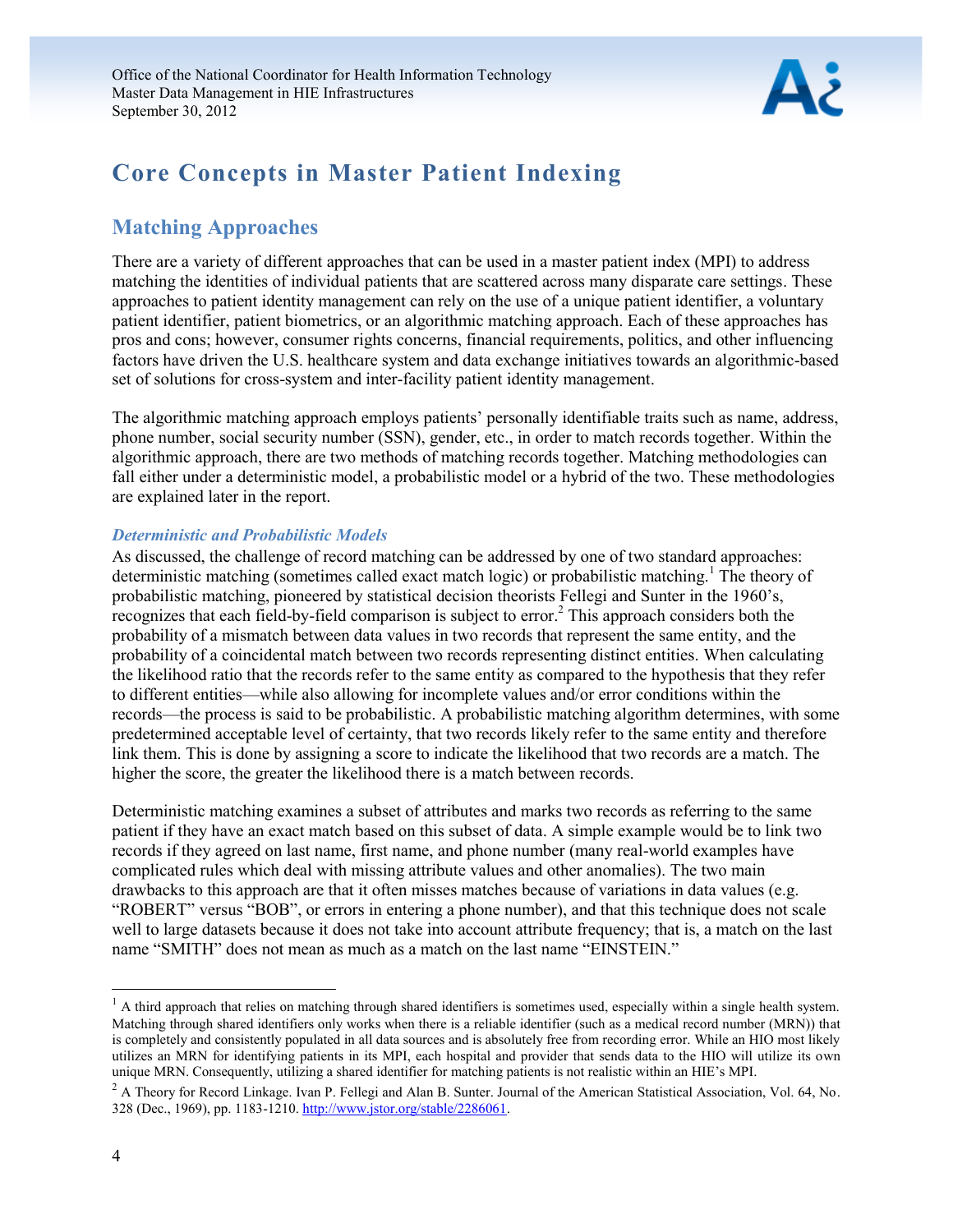# Core Concepts in Master Patient Indexing

## Matching Approaches

There are a variety of different approaches that can be used in a master patient index (MPI) to address matching the identities of individual patients that are scattered across many disparate care settings. These approaches to patient identity management can rely on the use of a unique patient identifier, a voluntary patient identifier, patient biometrics, or an algorithmic matching approach. Each of these approaches has pros and cons; however, consumer rights concerns, financial requirements, politics, and other influencing factors have driven the U.S. healthcare system and data exchange initiatives towards an algorithmic-based set of solutions for cross-system and inter-facility patient identity management.

The algorithmic matching approach employs patients' personally identifiable traits such as name, address, phone number, social security number (SSN), gender, etc., in order to match records together. Within the algorithmic approach, there are two methods of matching records together. Matching methodologies can fall either under a deterministic model, a probabilistic model or a hybrid of the two. These methodologies are explained later in the report.

### *Deterministic and Probabilistic Models*

As discussed, the challenge of record matching can be addressed by one of two standard approaches: deterministic matching (sometimes called exact match logic) or probabilistic matching.[1] The theory of probabilistic matching, pioneered by statistical decision theorists Fellegi and Sunter in the 1960's, recognizes that each field-by-field comparison is subject to error.[2] This approach considers both the probability of a mismatch between data values in two records that represent the same entity, and the probability of a coincidental match between two records representing distinct entities. When calculating the likelihood ratio that the records refer to the same entity as compared to the hypothesis that they refer to different entities—while also allowing for incomplete values and/or error conditions within the records—the process is said to be probabilistic. A probabilistic matching algorithm determines, with some predetermined acceptable level of certainty, that two records likely refer to the same entity and therefore link them. This is done by assigning a score to indicate the likelihood that two records are a match. The higher the score, the greater the likelihood there is a match between records.

Deterministic matching examines a subset of attributes and marks two records as referring to the same patient if they have an exact match based on this subset of data. A simple example would be to link two records if they agreed on last name, first name, and phone number (many real-world examples have complicated rules which deal with missing attribute values and other anomalies). The two main drawbacks to this approach are that it often misses matches because of variations in data values (e.g. "ROBERT" versus "BOB", or errors in entering a phone number), and that this technique does not scale well to large datasets because it does not take into account attribute frequency; that is, a match on the last name "SMITH" does not mean as much as a match on the last name "EINSTEIN."

---

[1] A third approach that relies on matching through shared identifiers is sometimes used, especially within a single health system. Matching through shared identifiers only works when there is a reliable identifier (such as a medical record number (MRN)) that is completely and consistently populated in all data sources and is absolutely free from recording error. While an HIO most likely utilizes an MRN for identifying patients in its MPI, each hospital and provider that sends data to the HIO will utilize its own unique MRN. Consequently, utilizing a shared identifier for matching patients is not realistic within an HIE's MPI.

[2] A Theory for Record Linkage. Ivan P. Fellegi and Alan B. Sunter. Journal of the American Statistical Association, Vol. 64, No. 328 (Dec., 1969), pp. 1183-1210. http://www.jstor.org/stable/2286061.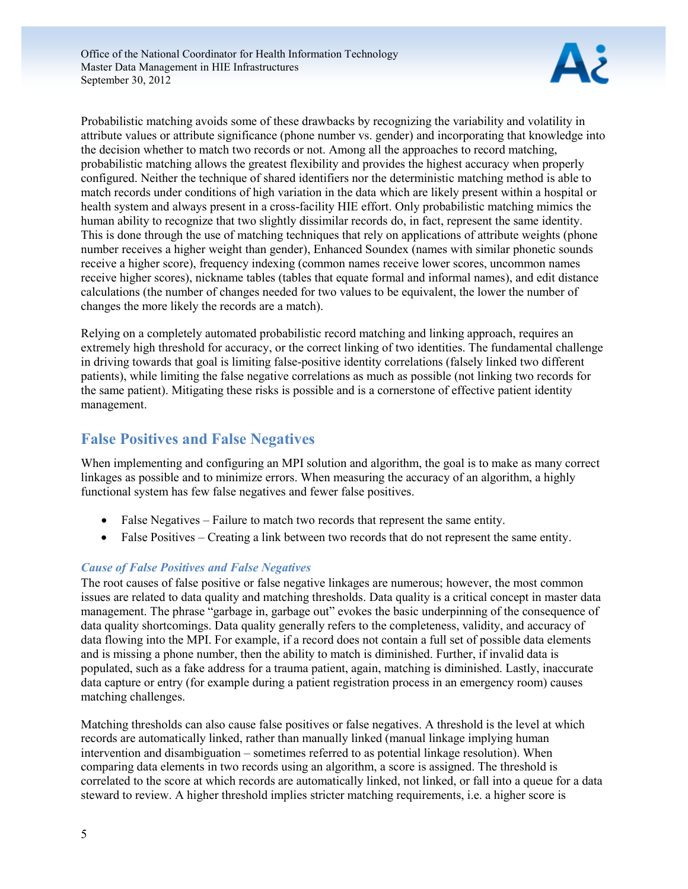Probabilistic matching avoids some of these drawbacks by recognizing the variability and volatility in attribute values or attribute significance (phone number vs. gender) and incorporating that knowledge into the decision whether to match two records or not. Among all the approaches to record matching, probabilistic matching allows the greatest flexibility and provides the highest accuracy when properly configured. Neither the technique of shared identifiers nor the deterministic matching method is able to match records under conditions of high variation in the data which are likely present within a hospital or health system and always present in a cross-facility HIE effort. Only probabilistic matching mimics the human ability to recognize that two slightly dissimilar records do, in fact, represent the same identity. This is done through the use of matching techniques that rely on applications of attribute weights (phone number receives a higher weight than gender), Enhanced Soundex (names with similar phonetic sounds receive a higher score), frequency indexing (common names receive lower scores, uncommon names receive higher scores), nickname tables (tables that equate formal and informal names), and edit distance calculations (the number of changes needed for two values to be equivalent, the lower the number of changes the more likely the records are a match).

Relying on a completely automated probabilistic record matching and linking approach, requires an extremely high threshold for accuracy, or the correct linking of two identities. The fundamental challenge in driving towards that goal is limiting false-positive identity correlations (falsely linked two different patients), while limiting the false negative correlations as much as possible (not linking two records for the same patient). Mitigating these risks is possible and is a cornerstone of effective patient identity management.

## False Positives and False Negatives

When implementing and configuring an MPI solution and algorithm, the goal is to make as many correct linkages as possible and to minimize errors. When measuring the accuracy of an algorithm, a highly functional system has few false negatives and fewer false positives.

- False Negatives – Failure to match two records that represent the same entity.
- False Positives – Creating a link between two records that do not represent the same entity.

### *Cause of False Positives and False Negatives*

The root causes of false positive or false negative linkages are numerous; however, the most common issues are related to data quality and matching thresholds. Data quality is a critical concept in master data management. The phrase "garbage in, garbage out" evokes the basic underpinning of the consequence of data quality shortcomings. Data quality generally refers to the completeness, validity, and accuracy of data flowing into the MPI. For example, if a record does not contain a full set of possible data elements and is missing a phone number, then the ability to match is diminished. Further, if invalid data is populated, such as a fake address for a trauma patient, again, matching is diminished. Lastly, inaccurate data capture or entry (for example during a patient registration process in an emergency room) causes matching challenges.

Matching thresholds can also cause false positives or false negatives. A threshold is the level at which records are automatically linked, rather than manually linked (manual linkage implying human intervention and disambiguation – sometimes referred to as potential linkage resolution). When comparing data elements in two records using an algorithm, a score is assigned. The threshold is correlated to the score at which records are automatically linked, not linked, or fall into a queue for a data steward to review. A higher threshold implies stricter matching requirements, i.e. a higher score is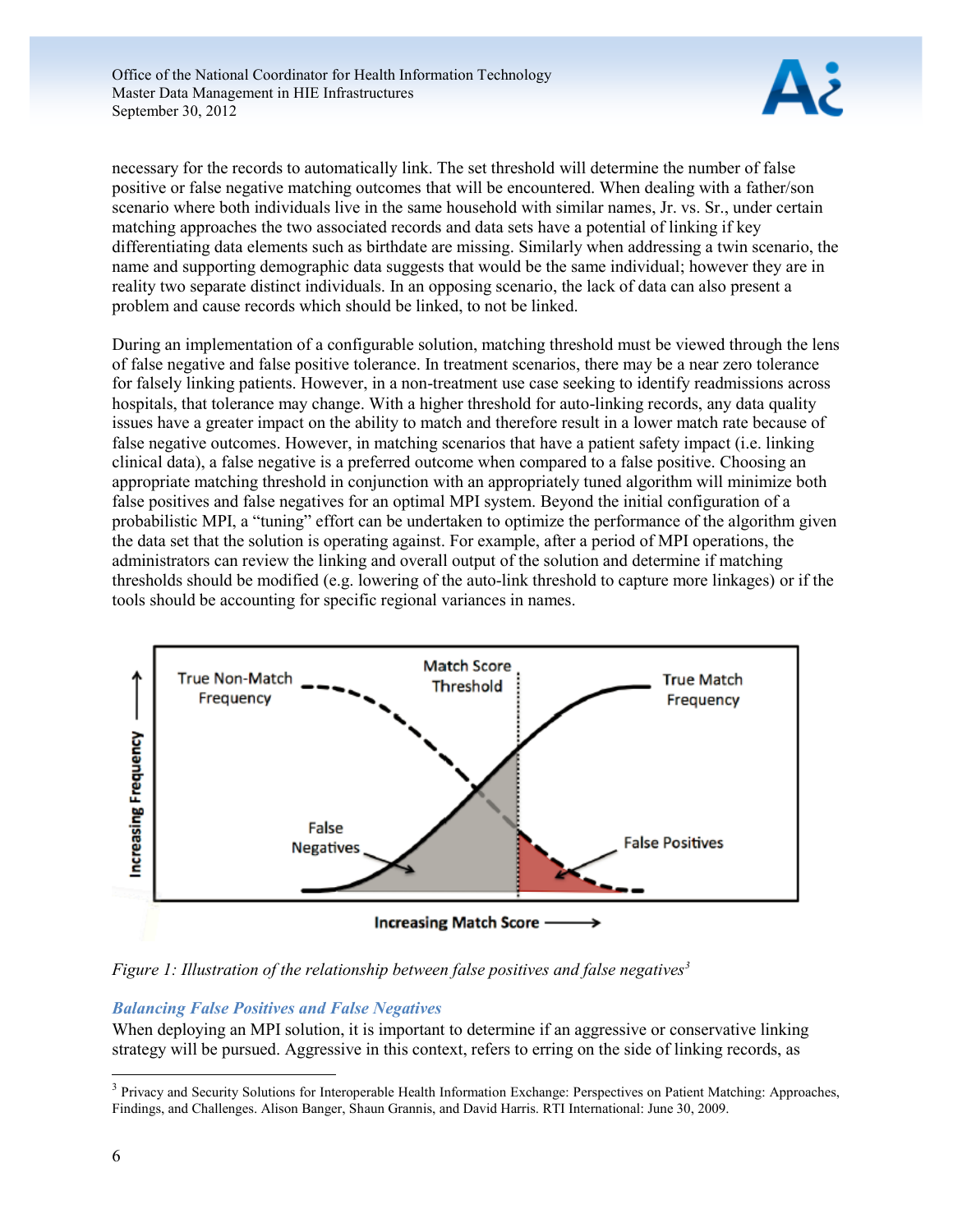necessary for the records to automatically link. The set threshold will determine the number of false positive or false negative matching outcomes that will be encountered. When dealing with a father/son scenario where both individuals live in the same household with similar names, Jr. vs. Sr., under certain matching approaches the two associated records and data sets have a potential of linking if key differentiating data elements such as birthdate are missing. Similarly when addressing a twin scenario, the name and supporting demographic data suggests that would be the same individual; however they are in reality two separate distinct individuals. In an opposing scenario, the lack of data can also present a problem and cause records which should be linked, to not be linked.

During an implementation of a configurable solution, matching threshold must be viewed through the lens of false negative and false positive tolerance. In treatment scenarios, there may be a near zero tolerance for falsely linking patients. However, in a non-treatment use case seeking to identify readmissions across hospitals, that tolerance may change. With a higher threshold for auto-linking records, any data quality issues have a greater impact on the ability to match and therefore result in a lower match rate because of false negative outcomes. However, in matching scenarios that have a patient safety impact (i.e. linking clinical data), a false negative is a preferred outcome when compared to a false positive. Choosing an appropriate matching threshold in conjunction with an appropriately tuned algorithm will minimize both false positives and false negatives for an optimal MPI system. Beyond the initial configuration of a probabilistic MPI, a "tuning" effort can be undertaken to optimize the performance of the algorithm given the data set that the solution is operating against. For example, after a period of MPI operations, the administrators can review the linking and overall output of the solution and determine if matching thresholds should be modified (e.g. lowering of the auto-link threshold to capture more linkages) or if the tools should be accounting for specific regional variances in names.

*Figure 1: Illustration of the relationship between false positives and false negatives*[3]

### *Balancing False Positives and False Negatives*

When deploying an MPI solution, it is important to determine if an aggressive or conservative linking strategy will be pursued. Aggressive in this context, refers to erring on the side of linking records, as

---

[3] Privacy and Security Solutions for Interoperable Health Information Exchange: Perspectives on Patient Matching: Approaches, Findings, and Challenges. Alison Banger, Shaun Grannis, and David Harris. RTI International: June 30, 2009.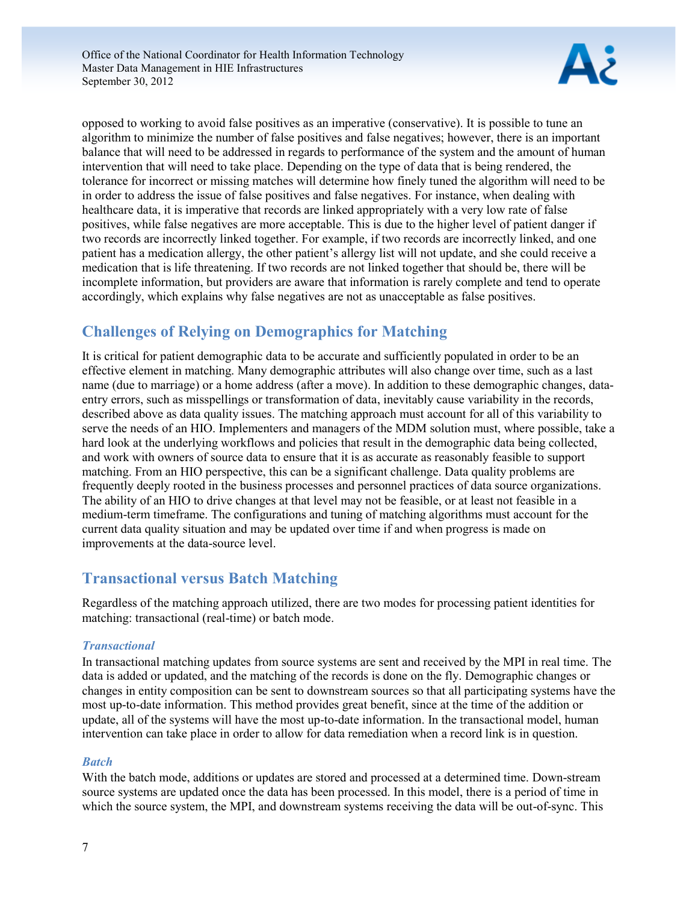opposed to working to avoid false positives as an imperative (conservative). It is possible to tune an algorithm to minimize the number of false positives and false negatives; however, there is an important balance that will need to be addressed in regards to performance of the system and the amount of human intervention that will need to take place. Depending on the type of data that is being rendered, the tolerance for incorrect or missing matches will determine how finely tuned the algorithm will need to be in order to address the issue of false positives and false negatives. For instance, when dealing with healthcare data, it is imperative that records are linked appropriately with a very low rate of false positives, while false negatives are more acceptable. This is due to the higher level of patient danger if two records are incorrectly linked together. For example, if two records are incorrectly linked, and one patient has a medication allergy, the other patient's allergy list will not update, and she could receive a medication that is life threatening. If two records are not linked together that should be, there will be incomplete information, but providers are aware that information is rarely complete and tend to operate accordingly, which explains why false negatives are not as unacceptable as false positives.

## Challenges of Relying on Demographics for Matching

It is critical for patient demographic data to be accurate and sufficiently populated in order to be an effective element in matching. Many demographic attributes will also change over time, such as a last name (due to marriage) or a home address (after a move). In addition to these demographic changes, data-entry errors, such as misspellings or transformation of data, inevitably cause variability in the records, described above as data quality issues. The matching approach must account for all of this variability to serve the needs of an HIO. Implementers and managers of the MDM solution must, where possible, take a hard look at the underlying workflows and policies that result in the demographic data being collected, and work with owners of source data to ensure that it is as accurate as reasonably feasible to support matching. From an HIO perspective, this can be a significant challenge. Data quality problems are frequently deeply rooted in the business processes and personnel practices of data source organizations. The ability of an HIO to drive changes at that level may not be feasible, or at least not feasible in a medium-term timeframe. The configurations and tuning of matching algorithms must account for the current data quality situation and may be updated over time if and when progress is made on improvements at the data-source level.

## Transactional versus Batch Matching

Regardless of the matching approach utilized, there are two modes for processing patient identities for matching: transactional (real-time) or batch mode.

### *Transactional*

In transactional matching updates from source systems are sent and received by the MPI in real time. The data is added or updated, and the matching of the records is done on the fly. Demographic changes or changes in entity composition can be sent to downstream sources so that all participating systems have the most up-to-date information. This method provides great benefit, since at the time of the addition or update, all of the systems will have the most up-to-date information. In the transactional model, human intervention can take place in order to allow for data remediation when a record link is in question.

### *Batch*

With the batch mode, additions or updates are stored and processed at a determined time. Down-stream source systems are updated once the data has been processed. In this model, there is a period of time in which the source system, the MPI, and downstream systems receiving the data will be out-of-sync. This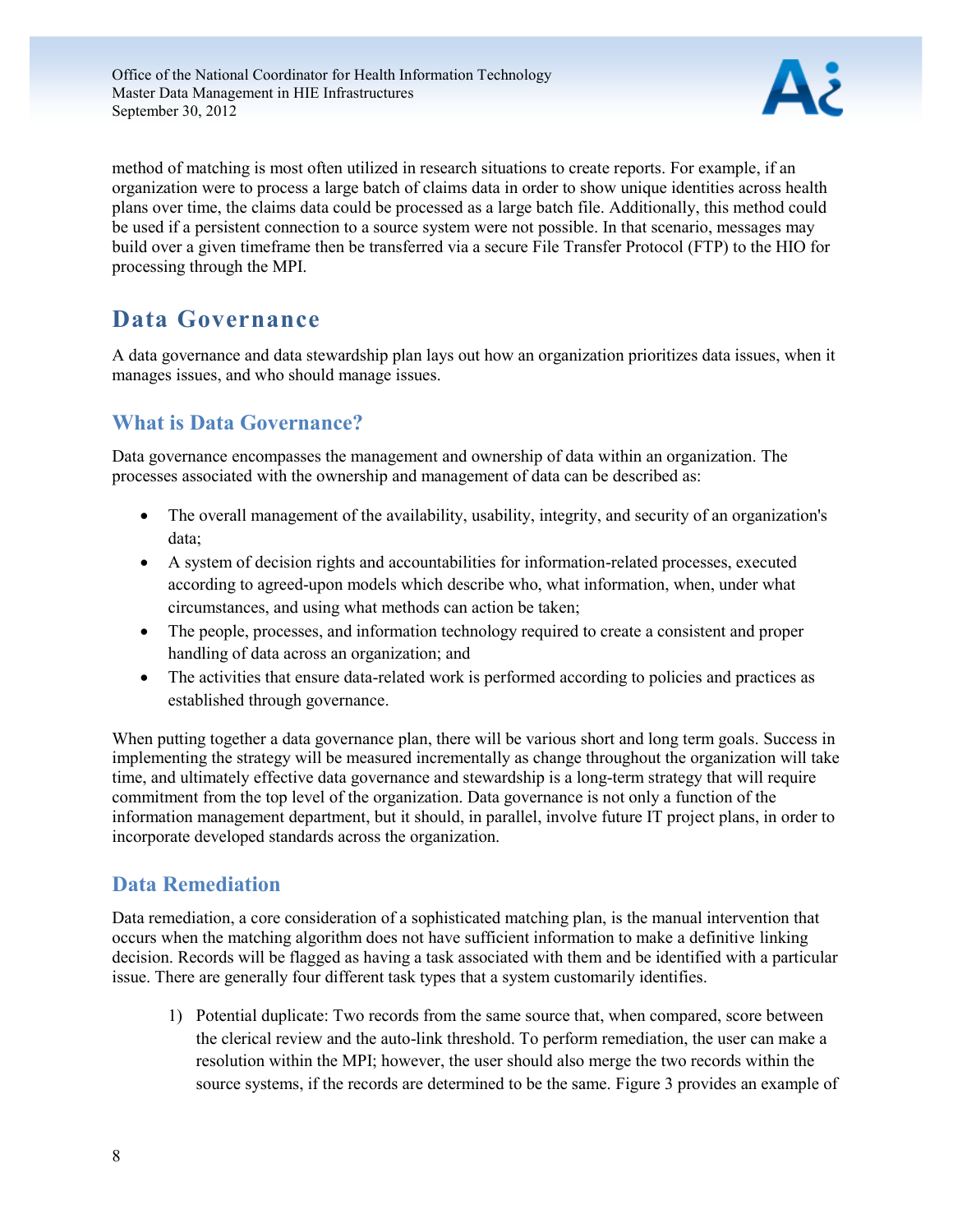method of matching is most often utilized in research situations to create reports. For example, if an organization were to process a large batch of claims data in order to show unique identities across health plans over time, the claims data could be processed as a large batch file. Additionally, this method could be used if a persistent connection to a source system were not possible. In that scenario, messages may build over a given timeframe then be transferred via a secure File Transfer Protocol (FTP) to the HIO for processing through the MPI.

# Data Governance

A data governance and data stewardship plan lays out how an organization prioritizes data issues, when it manages issues, and who should manage issues.

## What is Data Governance?

Data governance encompasses the management and ownership of data within an organization. The processes associated with the ownership and management of data can be described as:

- The overall management of the availability, usability, integrity, and security of an organization's data;
- A system of decision rights and accountabilities for information-related processes, executed according to agreed-upon models which describe who, what information, when, under what circumstances, and using what methods can action be taken;
- The people, processes, and information technology required to create a consistent and proper handling of data across an organization; and
- The activities that ensure data-related work is performed according to policies and practices as established through governance.

When putting together a data governance plan, there will be various short and long term goals. Success in implementing the strategy will be measured incrementally as change throughout the organization will take time, and ultimately effective data governance and stewardship is a long-term strategy that will require commitment from the top level of the organization. Data governance is not only a function of the information management department, but it should, in parallel, involve future IT project plans, in order to incorporate developed standards across the organization.

## Data Remediation

Data remediation, a core consideration of a sophisticated matching plan, is the manual intervention that occurs when the matching algorithm does not have sufficient information to make a definitive linking decision. Records will be flagged as having a task associated with them and be identified with a particular issue. There are generally four different task types that a system customarily identifies.

1) Potential duplicate: Two records from the same source that, when compared, score between the clerical review and the auto-link threshold. To perform remediation, the user can make a resolution within the MPI; however, the user should also merge the two records within the source systems, if the records are determined to be the same. Figure 3 provides an example of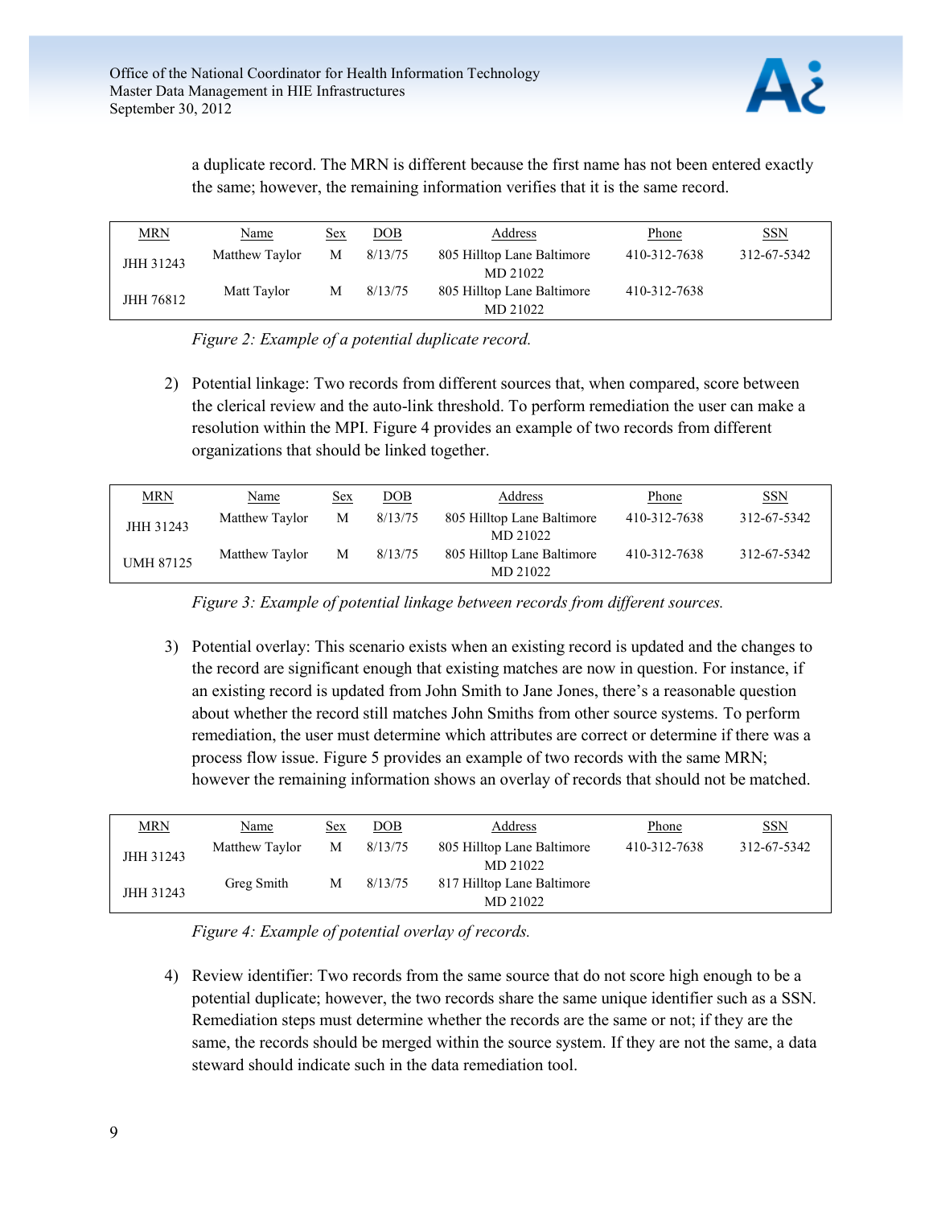a duplicate record. The MRN is different because the first name has not been entered exactly the same; however, the remaining information verifies that it is the same record.

| MRN | Name | Sex | DOB | Address | Phone | SSN |
|---|---|---|---|---|---|---|
| JHH 31243 | Matthew Taylor | M | 8/13/75 | 805 Hilltop Lane Baltimore MD 21022 | 410-312-7638 | 312-67-5342 |
| JHH 76812 | Matt Taylor | M | 8/13/75 | 805 Hilltop Lane Baltimore MD 21022 | 410-312-7638 | |

*Figure 2: Example of a potential duplicate record.*

2) Potential linkage: Two records from different sources that, when compared, score between the clerical review and the auto-link threshold. To perform remediation the user can make a resolution within the MPI. Figure 4 provides an example of two records from different organizations that should be linked together.

| MRN | Name | Sex | DOB | Address | Phone | SSN |
|---|---|---|---|---|---|---|
| JHH 31243 | Matthew Taylor | M | 8/13/75 | 805 Hilltop Lane Baltimore MD 21022 | 410-312-7638 | 312-67-5342 |
| UMH 87125 | Matthew Taylor | M | 8/13/75 | 805 Hilltop Lane Baltimore MD 21022 | 410-312-7638 | 312-67-5342 |

*Figure 3: Example of potential linkage between records from different sources.*

3) Potential overlay: This scenario exists when an existing record is updated and the changes to the record are significant enough that existing matches are now in question. For instance, if an existing record is updated from John Smith to Jane Jones, there's a reasonable question about whether the record still matches John Smiths from other source systems. To perform remediation, the user must determine which attributes are correct or determine if there was a process flow issue. Figure 5 provides an example of two records with the same MRN; however the remaining information shows an overlay of records that should not be matched.

| MRN | Name | Sex | DOB | Address | Phone | SSN |
|---|---|---|---|---|---|---|
| JHH 31243 | Matthew Taylor | M | 8/13/75 | 805 Hilltop Lane Baltimore MD 21022 | 410-312-7638 | 312-67-5342 |
| JHH 31243 | Greg Smith | M | 8/13/75 | 817 Hilltop Lane Baltimore MD 21022 | | |

*Figure 4: Example of potential overlay of records.*

4) Review identifier: Two records from the same source that do not score high enough to be a potential duplicate; however, the two records share the same unique identifier such as a SSN. Remediation steps must determine whether the records are the same or not; if they are the same, the records should be merged within the source system. If they are not the same, a data steward should indicate such in the data remediation tool.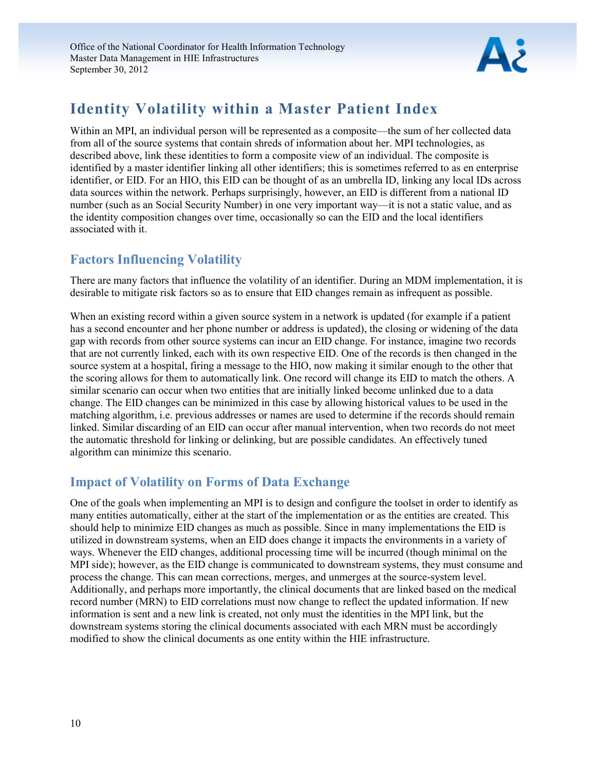# Identity Volatility within a Master Patient Index

Within an MPI, an individual person will be represented as a composite—the sum of her collected data from all of the source systems that contain shreds of information about her. MPI technologies, as described above, link these identities to form a composite view of an individual. The composite is identified by a master identifier linking all other identifiers; this is sometimes referred to as en enterprise identifier, or EID. For an HIO, this EID can be thought of as an umbrella ID, linking any local IDs across data sources within the network. Perhaps surprisingly, however, an EID is different from a national ID number (such as an Social Security Number) in one very important way—it is not a static value, and as the identity composition changes over time, occasionally so can the EID and the local identifiers associated with it.

## Factors Influencing Volatility

There are many factors that influence the volatility of an identifier. During an MDM implementation, it is desirable to mitigate risk factors so as to ensure that EID changes remain as infrequent as possible.

When an existing record within a given source system in a network is updated (for example if a patient has a second encounter and her phone number or address is updated), the closing or widening of the data gap with records from other source systems can incur an EID change. For instance, imagine two records that are not currently linked, each with its own respective EID. One of the records is then changed in the source system at a hospital, firing a message to the HIO, now making it similar enough to the other that the scoring allows for them to automatically link. One record will change its EID to match the others. A similar scenario can occur when two entities that are initially linked become unlinked due to a data change. The EID changes can be minimized in this case by allowing historical values to be used in the matching algorithm, i.e. previous addresses or names are used to determine if the records should remain linked. Similar discarding of an EID can occur after manual intervention, when two records do not meet the automatic threshold for linking or delinking, but are possible candidates. An effectively tuned algorithm can minimize this scenario.

## Impact of Volatility on Forms of Data Exchange

One of the goals when implementing an MPI is to design and configure the toolset in order to identify as many entities automatically, either at the start of the implementation or as the entities are created. This should help to minimize EID changes as much as possible. Since in many implementations the EID is utilized in downstream systems, when an EID does change it impacts the environments in a variety of ways. Whenever the EID changes, additional processing time will be incurred (though minimal on the MPI side); however, as the EID change is communicated to downstream systems, they must consume and process the change. This can mean corrections, merges, and unmerges at the source-system level. Additionally, and perhaps more importantly, the clinical documents that are linked based on the medical record number (MRN) to EID correlations must now change to reflect the updated information. If new information is sent and a new link is created, not only must the identities in the MPI link, but the downstream systems storing the clinical documents associated with each MRN must be accordingly modified to show the clinical documents as one entity within the HIE infrastructure.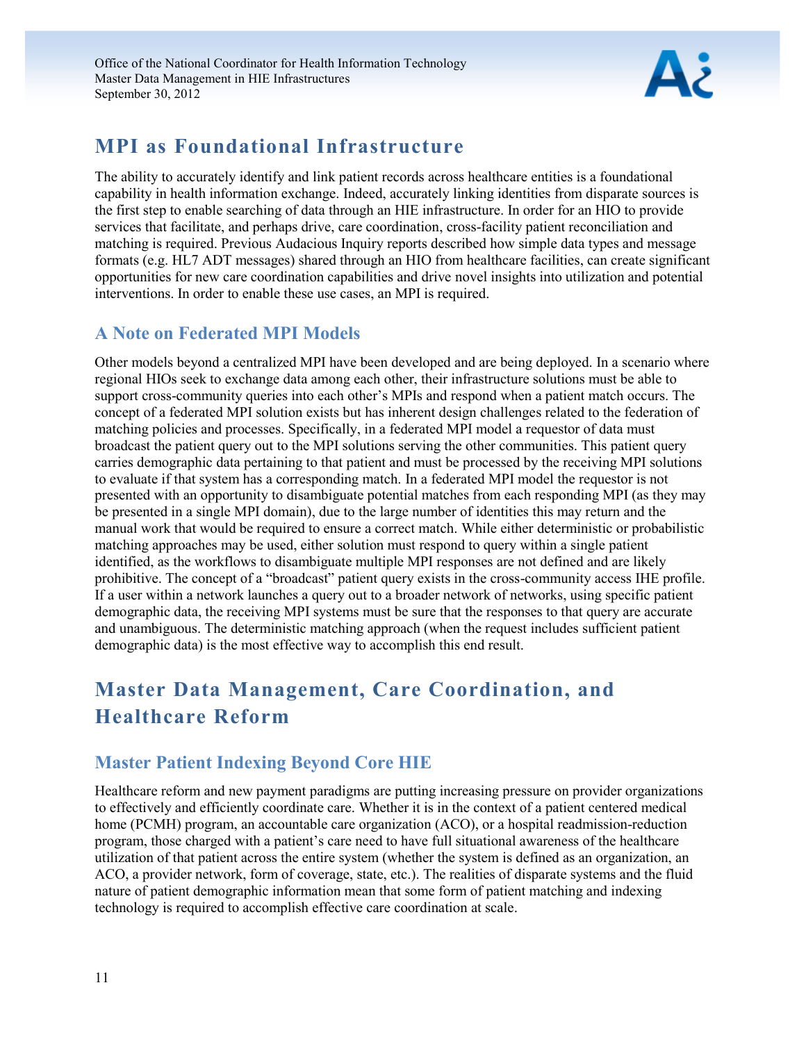## MPI as Foundational Infrastructure

The ability to accurately identify and link patient records across healthcare entities is a foundational capability in health information exchange. Indeed, accurately linking identities from disparate sources is the first step to enable searching of data through an HIE infrastructure. In order for an HIO to provide services that facilitate, and perhaps drive, care coordination, cross-facility patient reconciliation and matching is required. Previous Audacious Inquiry reports described how simple data types and message formats (e.g. HL7 ADT messages) shared through an HIO from healthcare facilities, can create significant opportunities for new care coordination capabilities and drive novel insights into utilization and potential interventions. In order to enable these use cases, an MPI is required.

### A Note on Federated MPI Models

Other models beyond a centralized MPI have been developed and are being deployed. In a scenario where regional HIOs seek to exchange data among each other, their infrastructure solutions must be able to support cross-community queries into each other's MPIs and respond when a patient match occurs. The concept of a federated MPI solution exists but has inherent design challenges related to the federation of matching policies and processes. Specifically, in a federated MPI model a requestor of data must broadcast the patient query out to the MPI solutions serving the other communities. This patient query carries demographic data pertaining to that patient and must be processed by the receiving MPI solutions to evaluate if that system has a corresponding match. In a federated MPI model the requestor is not presented with an opportunity to disambiguate potential matches from each responding MPI (as they may be presented in a single MPI domain), due to the large number of identities this may return and the manual work that would be required to ensure a correct match. While either deterministic or probabilistic matching approaches may be used, either solution must respond to query within a single patient identified, as the workflows to disambiguate multiple MPI responses are not defined and are likely prohibitive. The concept of a "broadcast" patient query exists in the cross-community access IHE profile. If a user within a network launches a query out to a broader network of networks, using specific patient demographic data, the receiving MPI systems must be sure that the responses to that query are accurate and unambiguous. The deterministic matching approach (when the request includes sufficient patient demographic data) is the most effective way to accomplish this end result.

## Master Data Management, Care Coordination, and Healthcare Reform

### Master Patient Indexing Beyond Core HIE

Healthcare reform and new payment paradigms are putting increasing pressure on provider organizations to effectively and efficiently coordinate care. Whether it is in the context of a patient centered medical home (PCMH) program, an accountable care organization (ACO), or a hospital readmission-reduction program, those charged with a patient's care need to have full situational awareness of the healthcare utilization of that patient across the entire system (whether the system is defined as an organization, an ACO, a provider network, form of coverage, state, etc.). The realities of disparate systems and the fluid nature of patient demographic information mean that some form of patient matching and indexing technology is required to accomplish effective care coordination at scale.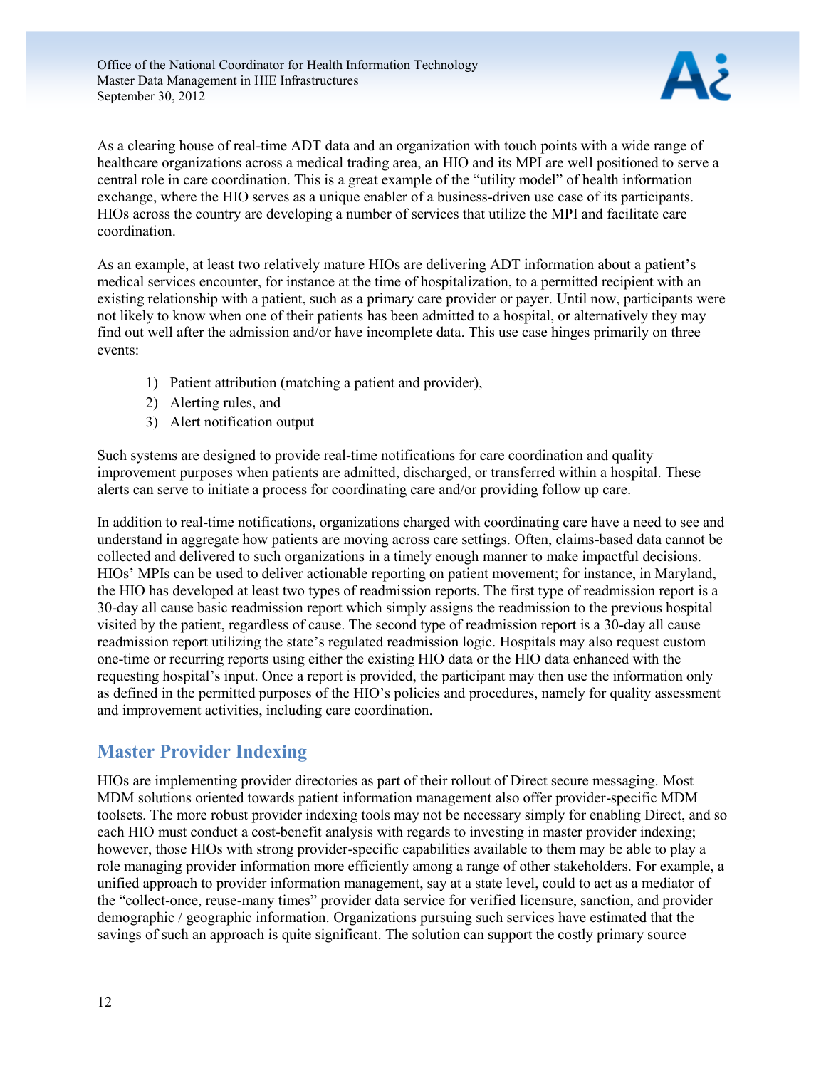As a clearing house of real-time ADT data and an organization with touch points with a wide range of healthcare organizations across a medical trading area, an HIO and its MPI are well positioned to serve a central role in care coordination. This is a great example of the "utility model" of health information exchange, where the HIO serves as a unique enabler of a business-driven use case of its participants. HIOs across the country are developing a number of services that utilize the MPI and facilitate care coordination.

As an example, at least two relatively mature HIOs are delivering ADT information about a patient's medical services encounter, for instance at the time of hospitalization, to a permitted recipient with an existing relationship with a patient, such as a primary care provider or payer. Until now, participants were not likely to know when one of their patients has been admitted to a hospital, or alternatively they may find out well after the admission and/or have incomplete data. This use case hinges primarily on three events:

1) Patient attribution (matching a patient and provider),
2) Alerting rules, and
3) Alert notification output

Such systems are designed to provide real-time notifications for care coordination and quality improvement purposes when patients are admitted, discharged, or transferred within a hospital. These alerts can serve to initiate a process for coordinating care and/or providing follow up care.

In addition to real-time notifications, organizations charged with coordinating care have a need to see and understand in aggregate how patients are moving across care settings. Often, claims-based data cannot be collected and delivered to such organizations in a timely enough manner to make impactful decisions. HIOs' MPIs can be used to deliver actionable reporting on patient movement; for instance, in Maryland, the HIO has developed at least two types of readmission reports. The first type of readmission report is a 30-day all cause basic readmission report which simply assigns the readmission to the previous hospital visited by the patient, regardless of cause. The second type of readmission report is a 30-day all cause readmission report utilizing the state's regulated readmission logic. Hospitals may also request custom one-time or recurring reports using either the existing HIO data or the HIO data enhanced with the requesting hospital's input. Once a report is provided, the participant may then use the information only as defined in the permitted purposes of the HIO's policies and procedures, namely for quality assessment and improvement activities, including care coordination.

## Master Provider Indexing

HIOs are implementing provider directories as part of their rollout of Direct secure messaging. Most MDM solutions oriented towards patient information management also offer provider-specific MDM toolsets. The more robust provider indexing tools may not be necessary simply for enabling Direct, and so each HIO must conduct a cost-benefit analysis with regards to investing in master provider indexing; however, those HIOs with strong provider-specific capabilities available to them may be able to play a role managing provider information more efficiently among a range of other stakeholders. For example, a unified approach to provider information management, say at a state level, could to act as a mediator of the "collect-once, reuse-many times" provider data service for verified licensure, sanction, and provider demographic / geographic information. Organizations pursuing such services have estimated that the savings of such an approach is quite significant. The solution can support the costly primary source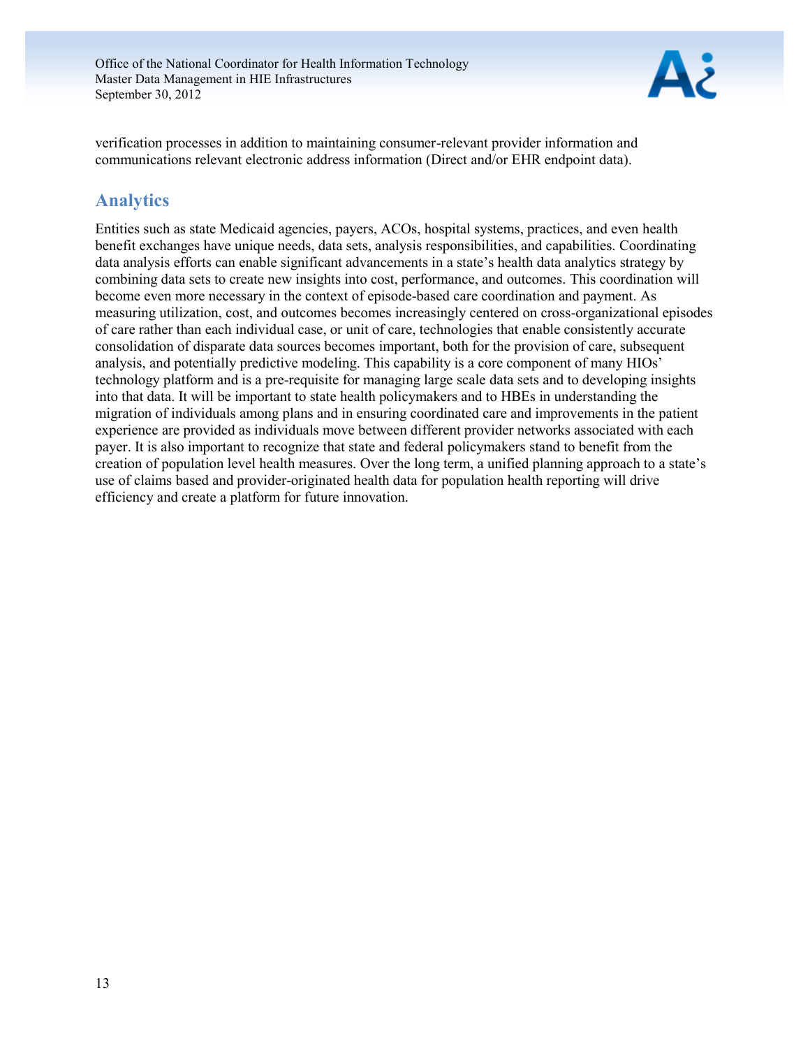verification processes in addition to maintaining consumer-relevant provider information and communications relevant electronic address information (Direct and/or EHR endpoint data).

## Analytics

Entities such as state Medicaid agencies, payers, ACOs, hospital systems, practices, and even health benefit exchanges have unique needs, data sets, analysis responsibilities, and capabilities. Coordinating data analysis efforts can enable significant advancements in a state's health data analytics strategy by combining data sets to create new insights into cost, performance, and outcomes. This coordination will become even more necessary in the context of episode-based care coordination and payment. As measuring utilization, cost, and outcomes becomes increasingly centered on cross-organizational episodes of care rather than each individual case, or unit of care, technologies that enable consistently accurate consolidation of disparate data sources becomes important, both for the provision of care, subsequent analysis, and potentially predictive modeling. This capability is a core component of many HIOs' technology platform and is a pre-requisite for managing large scale data sets and to developing insights into that data. It will be important to state health policymakers and to HBEs in understanding the migration of individuals among plans and in ensuring coordinated care and improvements in the patient experience are provided as individuals move between different provider networks associated with each payer. It is also important to recognize that state and federal policymakers stand to benefit from the creation of population level health measures. Over the long term, a unified planning approach to a state's use of claims based and provider-originated health data for population health reporting will drive efficiency and create a platform for future innovation.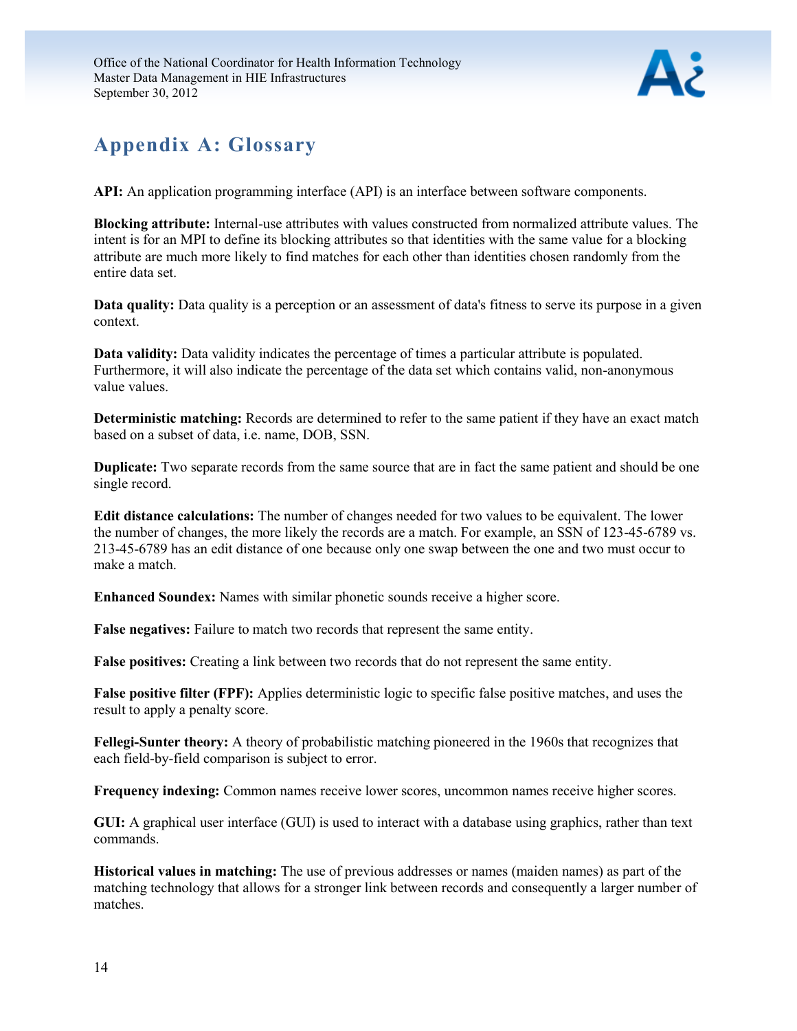# Appendix A: Glossary

**API:** An application programming interface (API) is an interface between software components.

**Blocking attribute:** Internal-use attributes with values constructed from normalized attribute values. The intent is for an MPI to define its blocking attributes so that identities with the same value for a blocking attribute are much more likely to find matches for each other than identities chosen randomly from the entire data set.

**Data quality:** Data quality is a perception or an assessment of data's fitness to serve its purpose in a given context.

**Data validity:** Data validity indicates the percentage of times a particular attribute is populated. Furthermore, it will also indicate the percentage of the data set which contains valid, non-anonymous value values.

**Deterministic matching:** Records are determined to refer to the same patient if they have an exact match based on a subset of data, i.e. name, DOB, SSN.

**Duplicate:** Two separate records from the same source that are in fact the same patient and should be one single record.

**Edit distance calculations:** The number of changes needed for two values to be equivalent. The lower the number of changes, the more likely the records are a match. For example, an SSN of 123-45-6789 vs. 213-45-6789 has an edit distance of one because only one swap between the one and two must occur to make a match.

**Enhanced Soundex:** Names with similar phonetic sounds receive a higher score.

**False negatives:** Failure to match two records that represent the same entity.

**False positives:** Creating a link between two records that do not represent the same entity.

**False positive filter (FPF):** Applies deterministic logic to specific false positive matches, and uses the result to apply a penalty score.

**Fellegi-Sunter theory:** A theory of probabilistic matching pioneered in the 1960s that recognizes that each field-by-field comparison is subject to error.

**Frequency indexing:** Common names receive lower scores, uncommon names receive higher scores.

**GUI:** A graphical user interface (GUI) is used to interact with a database using graphics, rather than text commands.

**Historical values in matching:** The use of previous addresses or names (maiden names) as part of the matching technology that allows for a stronger link between records and consequently a larger number of matches.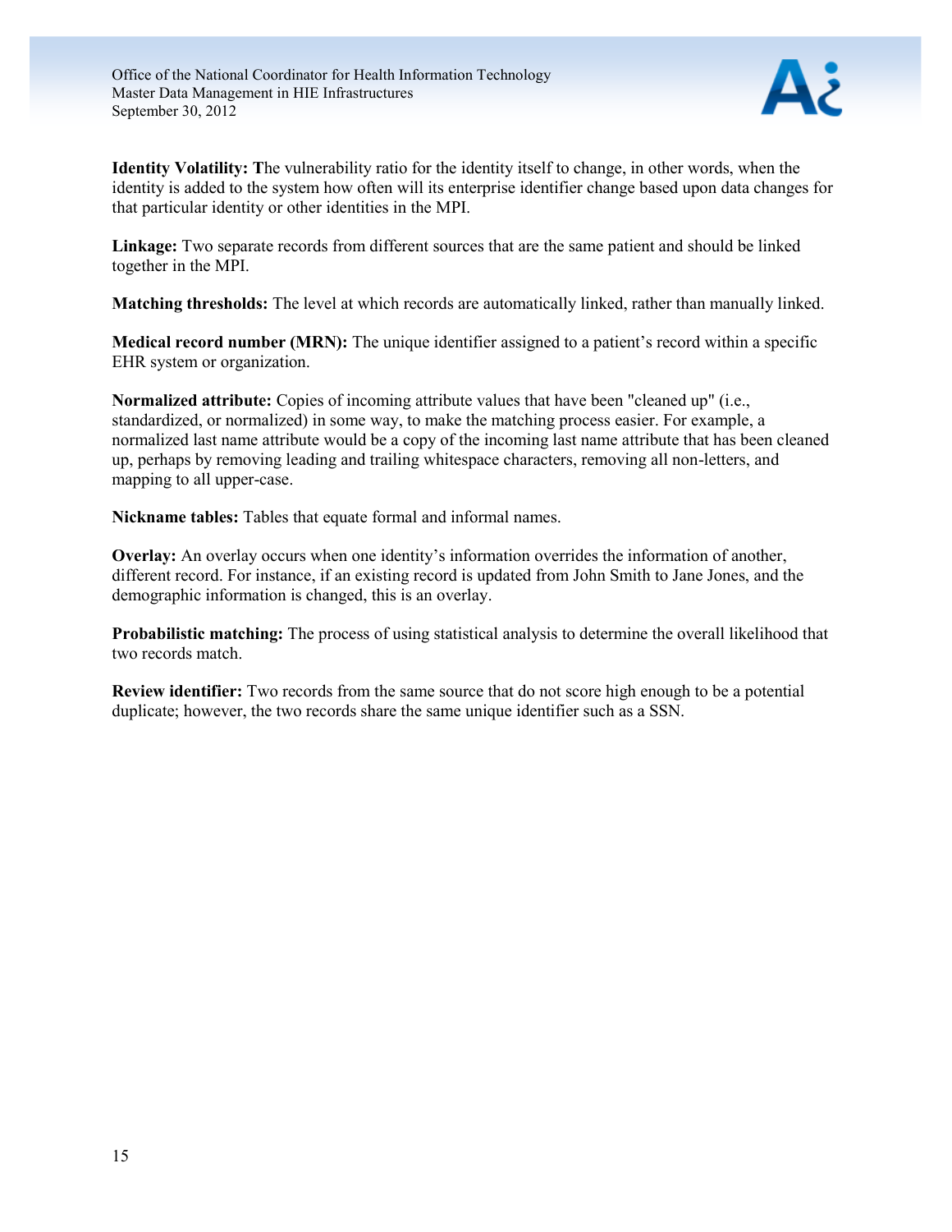**Identity Volatility:** The vulnerability ratio for the identity itself to change, in other words, when the identity is added to the system how often will its enterprise identifier change based upon data changes for that particular identity or other identities in the MPI.

**Linkage:** Two separate records from different sources that are the same patient and should be linked together in the MPI.

**Matching thresholds:** The level at which records are automatically linked, rather than manually linked.

**Medical record number (MRN):** The unique identifier assigned to a patient's record within a specific EHR system or organization.

**Normalized attribute:** Copies of incoming attribute values that have been "cleaned up" (i.e., standardized, or normalized) in some way, to make the matching process easier. For example, a normalized last name attribute would be a copy of the incoming last name attribute that has been cleaned up, perhaps by removing leading and trailing whitespace characters, removing all non-letters, and mapping to all upper-case.

**Nickname tables:** Tables that equate formal and informal names.

**Overlay:** An overlay occurs when one identity's information overrides the information of another, different record. For instance, if an existing record is updated from John Smith to Jane Jones, and the demographic information is changed, this is an overlay.

**Probabilistic matching:** The process of using statistical analysis to determine the overall likelihood that two records match.

**Review identifier:** Two records from the same source that do not score high enough to be a potential duplicate; however, the two records share the same unique identifier such as a SSN.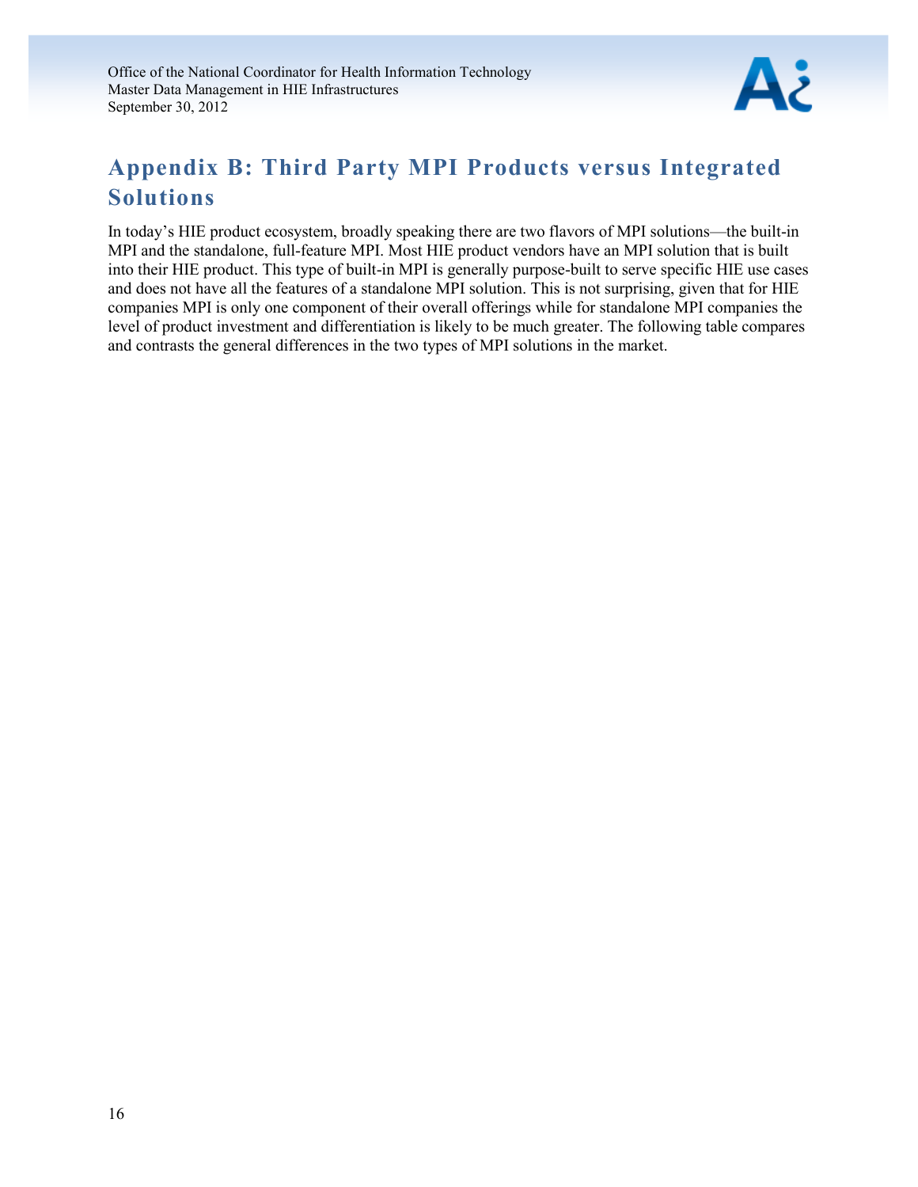# Appendix B: Third Party MPI Products versus Integrated Solutions

In today's HIE product ecosystem, broadly speaking there are two flavors of MPI solutions—the built-in MPI and the standalone, full-feature MPI. Most HIE product vendors have an MPI solution that is built into their HIE product. This type of built-in MPI is generally purpose-built to serve specific HIE use cases and does not have all the features of a standalone MPI solution. This is not surprising, given that for HIE companies MPI is only one component of their overall offerings while for standalone MPI companies the level of product investment and differentiation is likely to be much greater. The following table compares and contrasts the general differences in the two types of MPI solutions in the market.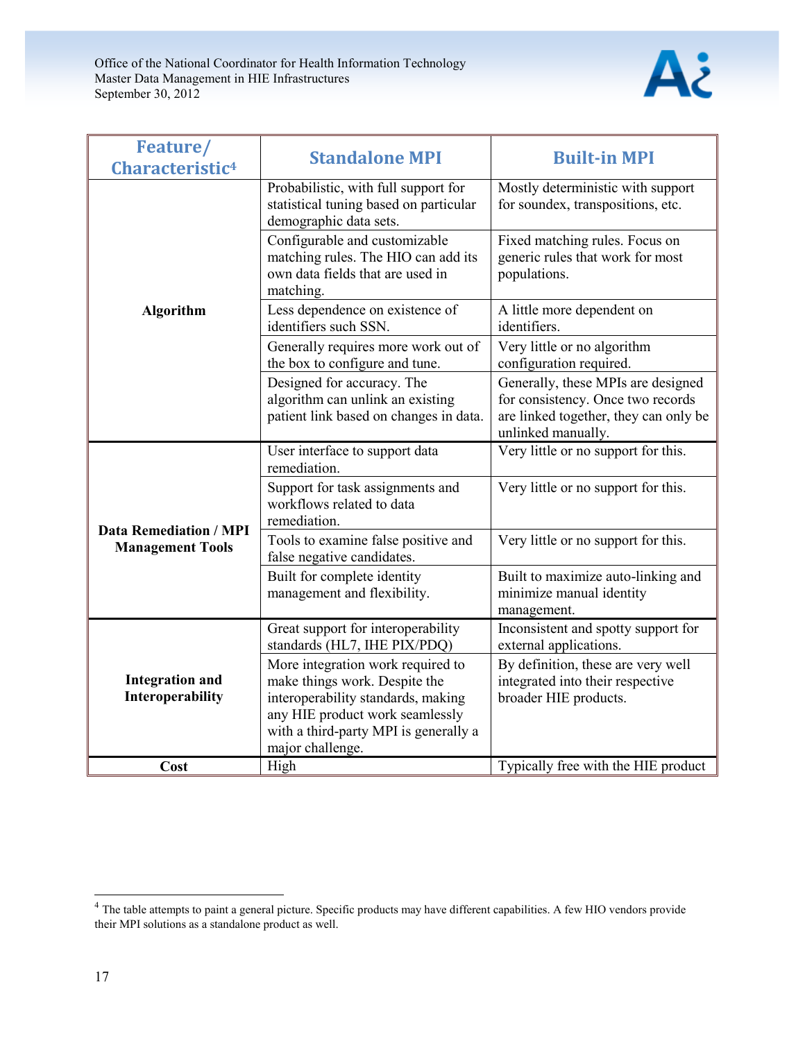| Feature/ Characteristic[4] | Standalone MPI | Built-in MPI |
|---|---|---|
| **Algorithm** | Probabilistic, with full support for statistical tuning based on particular demographic data sets. | Mostly deterministic with support for soundex, transpositions, etc. |
| | Configurable and customizable matching rules. The HIO can add its own data fields that are used in matching. | Fixed matching rules. Focus on generic rules that work for most populations. |
| | Less dependence on existence of identifiers such SSN. | A little more dependent on identifiers. |
| | Generally requires more work out of the box to configure and tune. | Very little or no algorithm configuration required. |
| | Designed for accuracy. The algorithm can unlink an existing patient link based on changes in data. | Generally, these MPIs are designed for consistency. Once two records are linked together, they can only be unlinked manually. |
| **Data Remediation / MPI Management Tools** | User interface to support data remediation. | Very little or no support for this. |
| | Support for task assignments and workflows related to data remediation. | Very little or no support for this. |
| | Tools to examine false positive and false negative candidates. | Very little or no support for this. |
| | Built for complete identity management and flexibility. | Built to maximize auto-linking and minimize manual identity management. |
| **Integration and Interoperability** | Great support for interoperability standards (HL7, IHE PIX/PDQ) | Inconsistent and spotty support for external applications. |
| | More integration work required to make things work. Despite the interoperability standards, making any HIE product work seamlessly with a third-party MPI is generally a major challenge. | By definition, these are very well integrated into their respective broader HIE products. |
| **Cost** | High | Typically free with the HIE product |

[4] The table attempts to paint a general picture. Specific products may have different capabilities. A few HIO vendors provide their MPI solutions as a standalone product as well.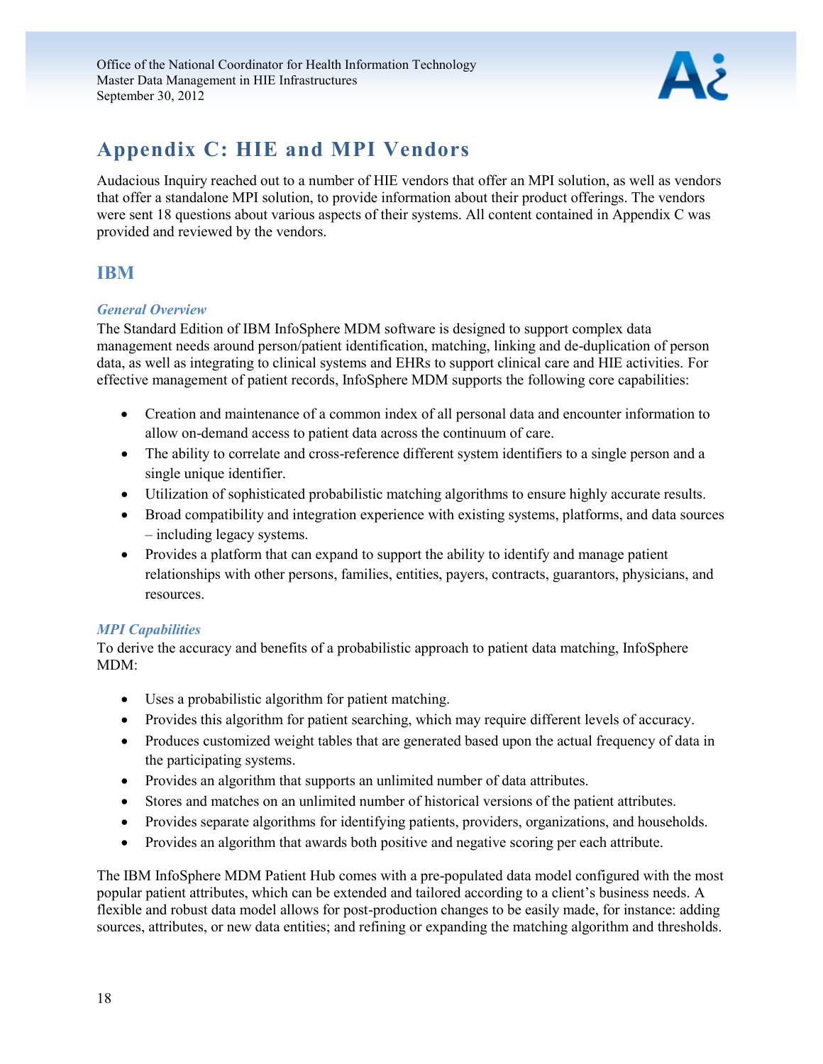# Appendix C: HIE and MPI Vendors

Audacious Inquiry reached out to a number of HIE vendors that offer an MPI solution, as well as vendors that offer a standalone MPI solution, to provide information about their product offerings. The vendors were sent 18 questions about various aspects of their systems. All content contained in Appendix C was provided and reviewed by the vendors.

## IBM

### *General Overview*

The Standard Edition of IBM InfoSphere MDM software is designed to support complex data management needs around person/patient identification, matching, linking and de-duplication of person data, as well as integrating to clinical systems and EHRs to support clinical care and HIE activities. For effective management of patient records, InfoSphere MDM supports the following core capabilities:

- Creation and maintenance of a common index of all personal data and encounter information to allow on-demand access to patient data across the continuum of care.
- The ability to correlate and cross-reference different system identifiers to a single person and a single unique identifier.
- Utilization of sophisticated probabilistic matching algorithms to ensure highly accurate results.
- Broad compatibility and integration experience with existing systems, platforms, and data sources – including legacy systems.
- Provides a platform that can expand to support the ability to identify and manage patient relationships with other persons, families, entities, payers, contracts, guarantors, physicians, and resources.

### *MPI Capabilities*

To derive the accuracy and benefits of a probabilistic approach to patient data matching, InfoSphere MDM:

- Uses a probabilistic algorithm for patient matching.
- Provides this algorithm for patient searching, which may require different levels of accuracy.
- Produces customized weight tables that are generated based upon the actual frequency of data in the participating systems.
- Provides an algorithm that supports an unlimited number of data attributes.
- Stores and matches on an unlimited number of historical versions of the patient attributes.
- Provides separate algorithms for identifying patients, providers, organizations, and households.
- Provides an algorithm that awards both positive and negative scoring per each attribute.

The IBM InfoSphere MDM Patient Hub comes with a pre-populated data model configured with the most popular patient attributes, which can be extended and tailored according to a client's business needs. A flexible and robust data model allows for post-production changes to be easily made, for instance: adding sources, attributes, or new data entities; and refining or expanding the matching algorithm and thresholds.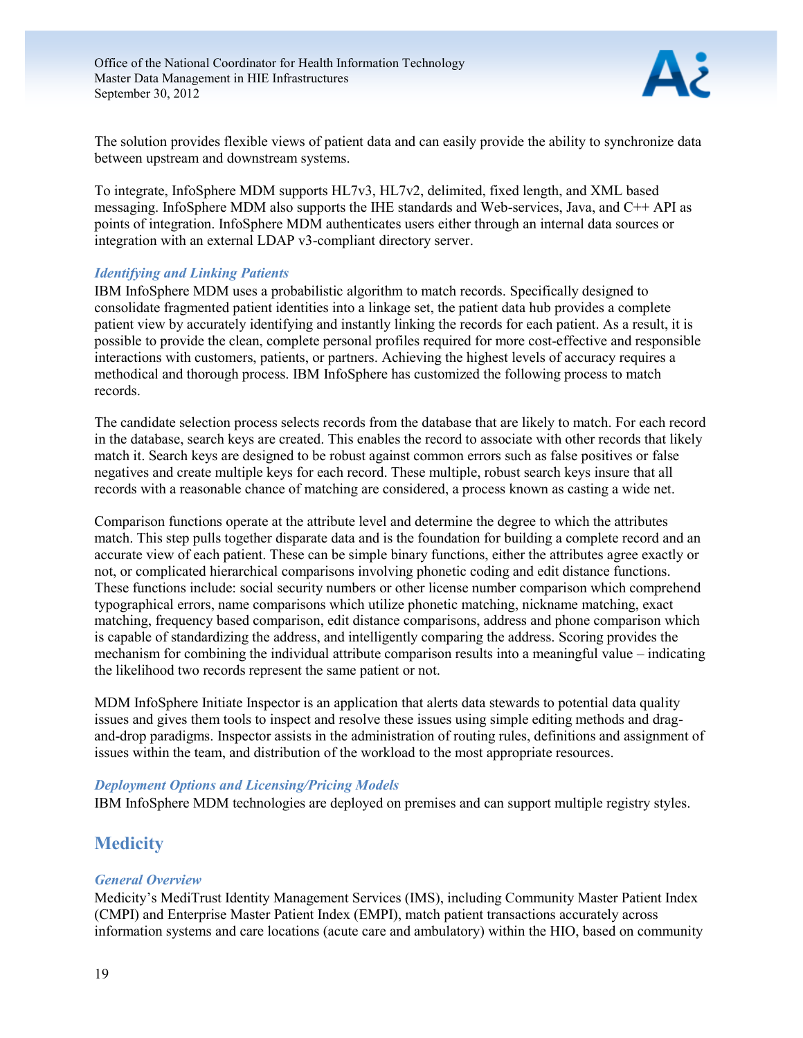The solution provides flexible views of patient data and can easily provide the ability to synchronize data between upstream and downstream systems.

To integrate, InfoSphere MDM supports HL7v3, HL7v2, delimited, fixed length, and XML based messaging. InfoSphere MDM also supports the IHE standards and Web-services, Java, and C++ API as points of integration. InfoSphere MDM authenticates users either through an internal data sources or integration with an external LDAP v3-compliant directory server.

### *Identifying and Linking Patients*

IBM InfoSphere MDM uses a probabilistic algorithm to match records. Specifically designed to consolidate fragmented patient identities into a linkage set, the patient data hub provides a complete patient view by accurately identifying and instantly linking the records for each patient. As a result, it is possible to provide the clean, complete personal profiles required for more cost-effective and responsible interactions with customers, patients, or partners. Achieving the highest levels of accuracy requires a methodical and thorough process. IBM InfoSphere has customized the following process to match records.

The candidate selection process selects records from the database that are likely to match. For each record in the database, search keys are created. This enables the record to associate with other records that likely match it. Search keys are designed to be robust against common errors such as false positives or false negatives and create multiple keys for each record. These multiple, robust search keys insure that all records with a reasonable chance of matching are considered, a process known as casting a wide net.

Comparison functions operate at the attribute level and determine the degree to which the attributes match. This step pulls together disparate data and is the foundation for building a complete record and an accurate view of each patient. These can be simple binary functions, either the attributes agree exactly or not, or complicated hierarchical comparisons involving phonetic coding and edit distance functions. These functions include: social security numbers or other license number comparison which comprehend typographical errors, name comparisons which utilize phonetic matching, nickname matching, exact matching, frequency based comparison, edit distance comparisons, address and phone comparison which is capable of standardizing the address, and intelligently comparing the address. Scoring provides the mechanism for combining the individual attribute comparison results into a meaningful value – indicating the likelihood two records represent the same patient or not.

MDM InfoSphere Initiate Inspector is an application that alerts data stewards to potential data quality issues and gives them tools to inspect and resolve these issues using simple editing methods and drag-and-drop paradigms. Inspector assists in the administration of routing rules, definitions and assignment of issues within the team, and distribution of the workload to the most appropriate resources.

### *Deployment Options and Licensing/Pricing Models*

IBM InfoSphere MDM technologies are deployed on premises and can support multiple registry styles.

## Medicity

### *General Overview*

Medicity's MediTrust Identity Management Services (IMS), including Community Master Patient Index (CMPI) and Enterprise Master Patient Index (EMPI), match patient transactions accurately across information systems and care locations (acute care and ambulatory) within the HIO, based on community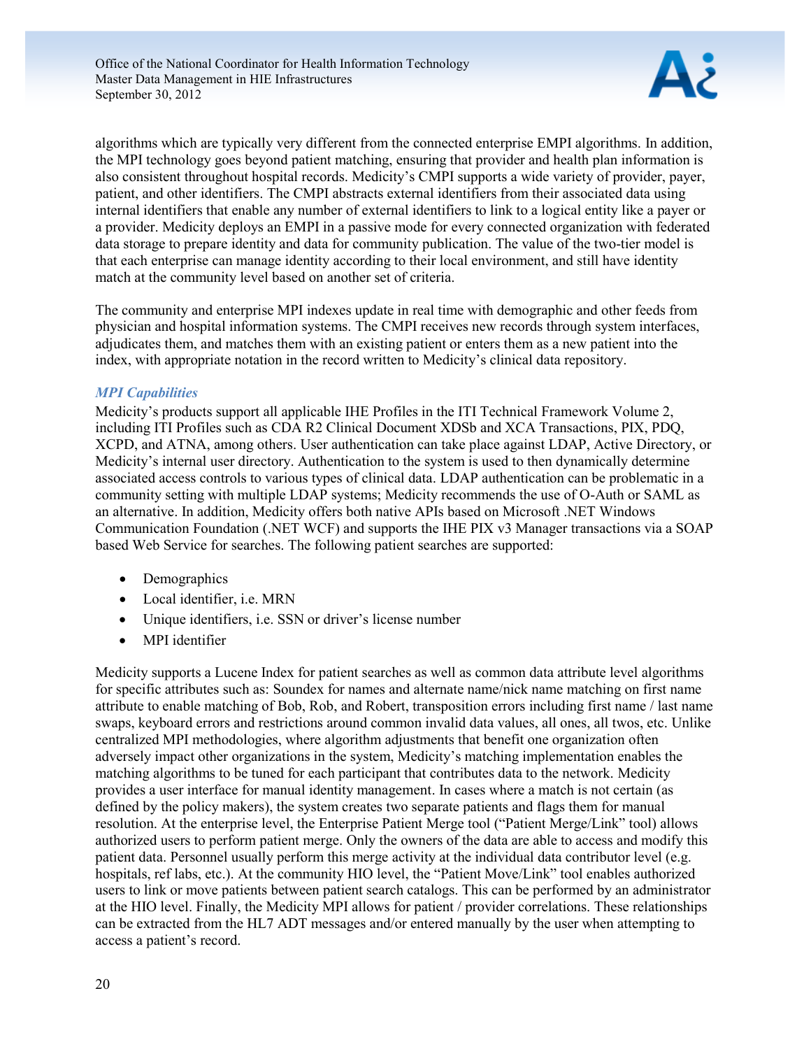algorithms which are typically very different from the connected enterprise EMPI algorithms. In addition, the MPI technology goes beyond patient matching, ensuring that provider and health plan information is also consistent throughout hospital records. Medicity's CMPI supports a wide variety of provider, payer, patient, and other identifiers. The CMPI abstracts external identifiers from their associated data using internal identifiers that enable any number of external identifiers to link to a logical entity like a payer or a provider. Medicity deploys an EMPI in a passive mode for every connected organization with federated data storage to prepare identity and data for community publication. The value of the two-tier model is that each enterprise can manage identity according to their local environment, and still have identity match at the community level based on another set of criteria.

The community and enterprise MPI indexes update in real time with demographic and other feeds from physician and hospital information systems. The CMPI receives new records through system interfaces, adjudicates them, and matches them with an existing patient or enters them as a new patient into the index, with appropriate notation in the record written to Medicity's clinical data repository.

#### *MPI Capabilities*

Medicity's products support all applicable IHE Profiles in the ITI Technical Framework Volume 2, including ITI Profiles such as CDA R2 Clinical Document XDSb and XCA Transactions, PIX, PDQ, XCPD, and ATNA, among others. User authentication can take place against LDAP, Active Directory, or Medicity's internal user directory. Authentication to the system is used to then dynamically determine associated access controls to various types of clinical data. LDAP authentication can be problematic in a community setting with multiple LDAP systems; Medicity recommends the use of O-Auth or SAML as an alternative. In addition, Medicity offers both native APIs based on Microsoft .NET Windows Communication Foundation (.NET WCF) and supports the IHE PIX v3 Manager transactions via a SOAP based Web Service for searches. The following patient searches are supported:

- Demographics
- Local identifier, i.e. MRN
- Unique identifiers, i.e. SSN or driver's license number
- MPI identifier

Medicity supports a Lucene Index for patient searches as well as common data attribute level algorithms for specific attributes such as: Soundex for names and alternate name/nick name matching on first name attribute to enable matching of Bob, Rob, and Robert, transposition errors including first name / last name swaps, keyboard errors and restrictions around common invalid data values, all ones, all twos, etc. Unlike centralized MPI methodologies, where algorithm adjustments that benefit one organization often adversely impact other organizations in the system, Medicity's matching implementation enables the matching algorithms to be tuned for each participant that contributes data to the network. Medicity provides a user interface for manual identity management. In cases where a match is not certain (as defined by the policy makers), the system creates two separate patients and flags them for manual resolution. At the enterprise level, the Enterprise Patient Merge tool ("Patient Merge/Link" tool) allows authorized users to perform patient merge. Only the owners of the data are able to access and modify this patient data. Personnel usually perform this merge activity at the individual data contributor level (e.g. hospitals, ref labs, etc.). At the community HIO level, the "Patient Move/Link" tool enables authorized users to link or move patients between patient search catalogs. This can be performed by an administrator at the HIO level. Finally, the Medicity MPI allows for patient / provider correlations. These relationships can be extracted from the HL7 ADT messages and/or entered manually by the user when attempting to access a patient's record.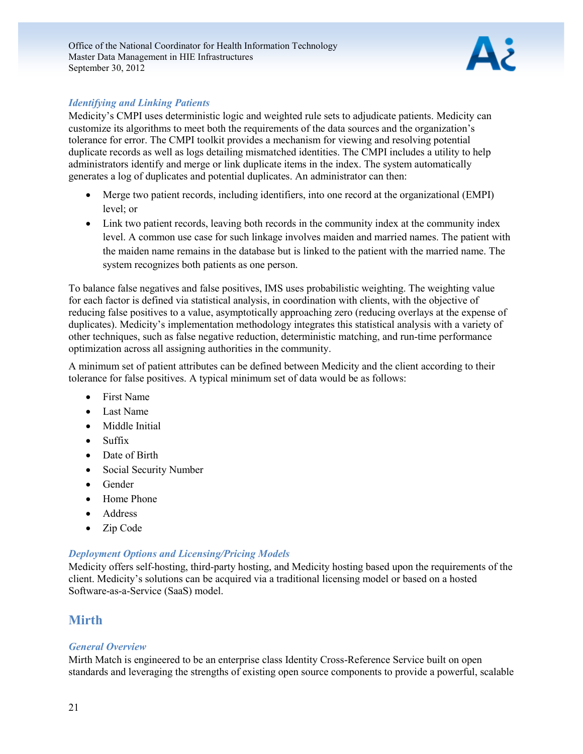### *Identifying and Linking Patients*

Medicity's CMPI uses deterministic logic and weighted rule sets to adjudicate patients. Medicity can customize its algorithms to meet both the requirements of the data sources and the organization's tolerance for error. The CMPI toolkit provides a mechanism for viewing and resolving potential duplicate records as well as logs detailing mismatched identities. The CMPI includes a utility to help administrators identify and merge or link duplicate items in the index. The system automatically generates a log of duplicates and potential duplicates. An administrator can then:

- Merge two patient records, including identifiers, into one record at the organizational (EMPI) level; or
- Link two patient records, leaving both records in the community index at the community index level. A common use case for such linkage involves maiden and married names. The patient with the maiden name remains in the database but is linked to the patient with the married name. The system recognizes both patients as one person.

To balance false negatives and false positives, IMS uses probabilistic weighting. The weighting value for each factor is defined via statistical analysis, in coordination with clients, with the objective of reducing false positives to a value, asymptotically approaching zero (reducing overlays at the expense of duplicates). Medicity's implementation methodology integrates this statistical analysis with a variety of other techniques, such as false negative reduction, deterministic matching, and run-time performance optimization across all assigning authorities in the community.

A minimum set of patient attributes can be defined between Medicity and the client according to their tolerance for false positives. A typical minimum set of data would be as follows:

- First Name
- Last Name
- Middle Initial
- Suffix
- Date of Birth
- Social Security Number
- Gender
- Home Phone
- Address
- Zip Code

### *Deployment Options and Licensing/Pricing Models*

Medicity offers self-hosting, third-party hosting, and Medicity hosting based upon the requirements of the client. Medicity's solutions can be acquired via a traditional licensing model or based on a hosted Software-as-a-Service (SaaS) model.

## Mirth

### *General Overview*

Mirth Match is engineered to be an enterprise class Identity Cross-Reference Service built on open standards and leveraging the strengths of existing open source components to provide a powerful, scalable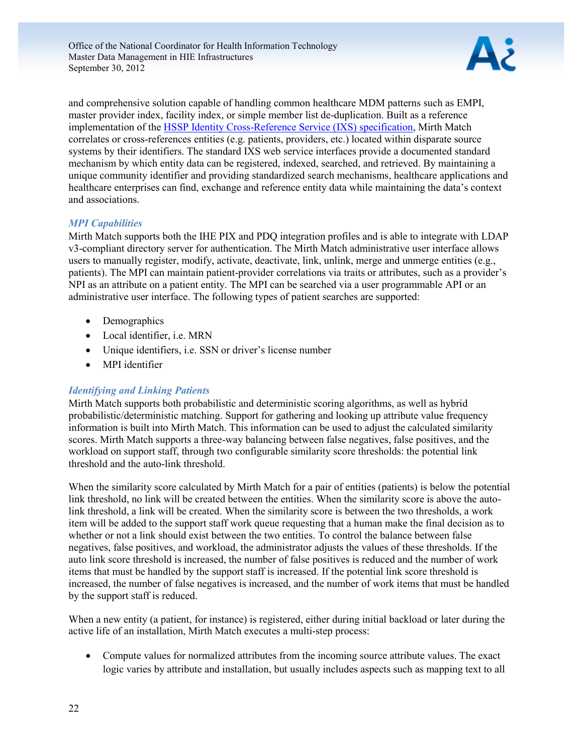and comprehensive solution capable of handling common healthcare MDM patterns such as EMPI, master provider index, facility index, or simple member list de-duplication. Built as a reference implementation of the HSSP Identity Cross-Reference Service (IXS) specification, Mirth Match correlates or cross-references entities (e.g. patients, providers, etc.) located within disparate source systems by their identifiers. The standard IXS web service interfaces provide a documented standard mechanism by which entity data can be registered, indexed, searched, and retrieved. By maintaining a unique community identifier and providing standardized search mechanisms, healthcare applications and healthcare enterprises can find, exchange and reference entity data while maintaining the data's context and associations.

### *MPI Capabilities*

Mirth Match supports both the IHE PIX and PDQ integration profiles and is able to integrate with LDAP v3-compliant directory server for authentication. The Mirth Match administrative user interface allows users to manually register, modify, activate, deactivate, link, unlink, merge and unmerge entities (e.g., patients). The MPI can maintain patient-provider correlations via traits or attributes, such as a provider's NPI as an attribute on a patient entity. The MPI can be searched via a user programmable API or an administrative user interface. The following types of patient searches are supported:

- Demographics
- Local identifier, i.e. MRN
- Unique identifiers, i.e. SSN or driver's license number
- MPI identifier

### *Identifying and Linking Patients*

Mirth Match supports both probabilistic and deterministic scoring algorithms, as well as hybrid probabilistic/deterministic matching. Support for gathering and looking up attribute value frequency information is built into Mirth Match. This information can be used to adjust the calculated similarity scores. Mirth Match supports a three-way balancing between false negatives, false positives, and the workload on support staff, through two configurable similarity score thresholds: the potential link threshold and the auto-link threshold.

When the similarity score calculated by Mirth Match for a pair of entities (patients) is below the potential link threshold, no link will be created between the entities. When the similarity score is above the auto-link threshold, a link will be created. When the similarity score is between the two thresholds, a work item will be added to the support staff work queue requesting that a human make the final decision as to whether or not a link should exist between the two entities. To control the balance between false negatives, false positives, and workload, the administrator adjusts the values of these thresholds. If the auto link score threshold is increased, the number of false positives is reduced and the number of work items that must be handled by the support staff is increased. If the potential link score threshold is increased, the number of false negatives is increased, and the number of work items that must be handled by the support staff is reduced.

When a new entity (a patient, for instance) is registered, either during initial backload or later during the active life of an installation, Mirth Match executes a multi-step process:

- Compute values for normalized attributes from the incoming source attribute values. The exact logic varies by attribute and installation, but usually includes aspects such as mapping text to all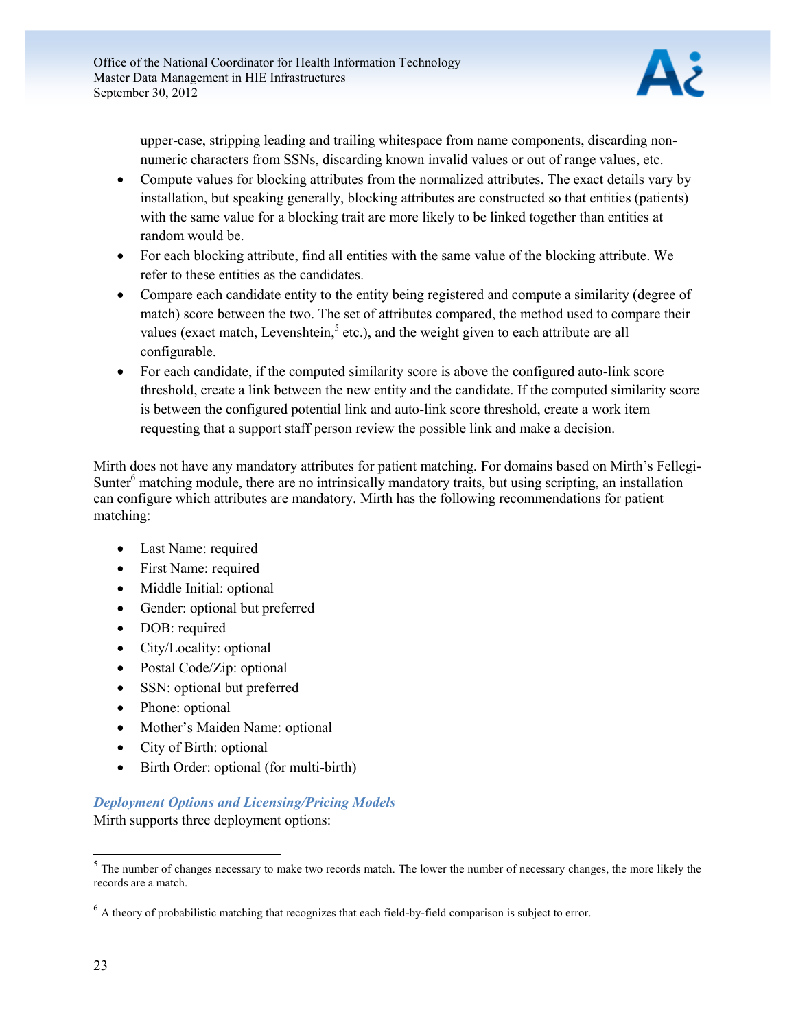upper-case, stripping leading and trailing whitespace from name components, discarding non-numeric characters from SSNs, discarding known invalid values or out of range values, etc.

- Compute values for blocking attributes from the normalized attributes. The exact details vary by installation, but speaking generally, blocking attributes are constructed so that entities (patients) with the same value for a blocking trait are more likely to be linked together than entities at random would be.
- For each blocking attribute, find all entities with the same value of the blocking attribute. We refer to these entities as the candidates.
- Compare each candidate entity to the entity being registered and compute a similarity (degree of match) score between the two. The set of attributes compared, the method used to compare their values (exact match, Levenshtein,[5] etc.), and the weight given to each attribute are all configurable.
- For each candidate, if the computed similarity score is above the configured auto-link score threshold, create a link between the new entity and the candidate. If the computed similarity score is between the configured potential link and auto-link score threshold, create a work item requesting that a support staff person review the possible link and make a decision.

Mirth does not have any mandatory attributes for patient matching. For domains based on Mirth's Fellegi-Sunter[6] matching module, there are no intrinsically mandatory traits, but using scripting, an installation can configure which attributes are mandatory. Mirth has the following recommendations for patient matching:

- Last Name: required
- First Name: required
- Middle Initial: optional
- Gender: optional but preferred
- DOB: required
- City/Locality: optional
- Postal Code/Zip: optional
- SSN: optional but preferred
- Phone: optional
- Mother's Maiden Name: optional
- City of Birth: optional
- Birth Order: optional (for multi-birth)

### *Deployment Options and Licensing/Pricing Models*

Mirth supports three deployment options:

---

[5] The number of changes necessary to make two records match. The lower the number of necessary changes, the more likely the records are a match.

[6] A theory of probabilistic matching that recognizes that each field-by-field comparison is subject to error.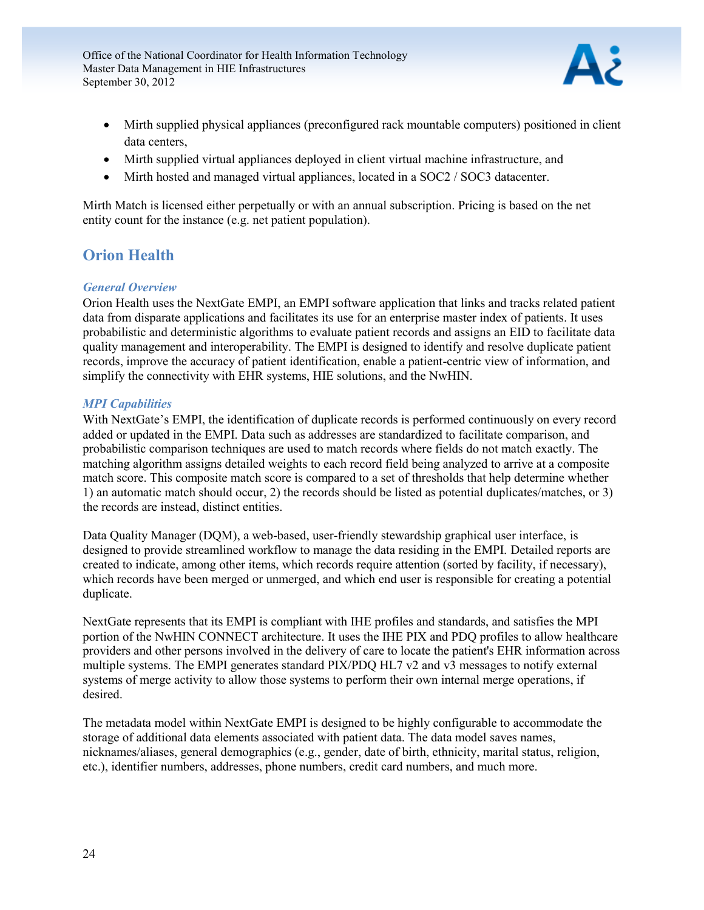- Mirth supplied physical appliances (preconfigured rack mountable computers) positioned in client data centers,
- Mirth supplied virtual appliances deployed in client virtual machine infrastructure, and
- Mirth hosted and managed virtual appliances, located in a SOC2 / SOC3 datacenter.

Mirth Match is licensed either perpetually or with an annual subscription. Pricing is based on the net entity count for the instance (e.g. net patient population).

## Orion Health

### *General Overview*

Orion Health uses the NextGate EMPI, an EMPI software application that links and tracks related patient data from disparate applications and facilitates its use for an enterprise master index of patients. It uses probabilistic and deterministic algorithms to evaluate patient records and assigns an EID to facilitate data quality management and interoperability. The EMPI is designed to identify and resolve duplicate patient records, improve the accuracy of patient identification, enable a patient-centric view of information, and simplify the connectivity with EHR systems, HIE solutions, and the NwHIN.

### *MPI Capabilities*

With NextGate's EMPI, the identification of duplicate records is performed continuously on every record added or updated in the EMPI. Data such as addresses are standardized to facilitate comparison, and probabilistic comparison techniques are used to match records where fields do not match exactly. The matching algorithm assigns detailed weights to each record field being analyzed to arrive at a composite match score. This composite match score is compared to a set of thresholds that help determine whether 1) an automatic match should occur, 2) the records should be listed as potential duplicates/matches, or 3) the records are instead, distinct entities.

Data Quality Manager (DQM), a web-based, user-friendly stewardship graphical user interface, is designed to provide streamlined workflow to manage the data residing in the EMPI. Detailed reports are created to indicate, among other items, which records require attention (sorted by facility, if necessary), which records have been merged or unmerged, and which end user is responsible for creating a potential duplicate.

NextGate represents that its EMPI is compliant with IHE profiles and standards, and satisfies the MPI portion of the NwHIN CONNECT architecture. It uses the IHE PIX and PDQ profiles to allow healthcare providers and other persons involved in the delivery of care to locate the patient's EHR information across multiple systems. The EMPI generates standard PIX/PDQ HL7 v2 and v3 messages to notify external systems of merge activity to allow those systems to perform their own internal merge operations, if desired.

The metadata model within NextGate EMPI is designed to be highly configurable to accommodate the storage of additional data elements associated with patient data. The data model saves names, nicknames/aliases, general demographics (e.g., gender, date of birth, ethnicity, marital status, religion, etc.), identifier numbers, addresses, phone numbers, credit card numbers, and much more.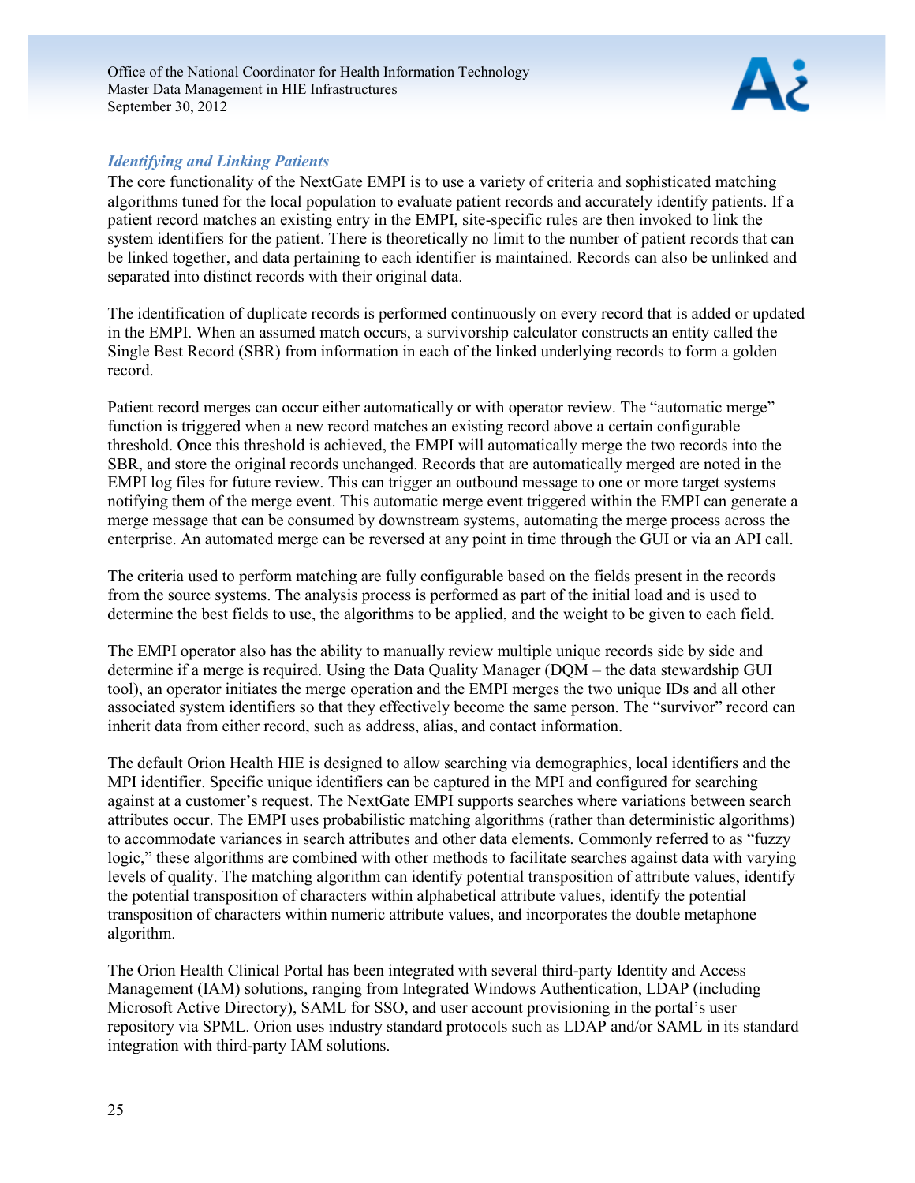### *Identifying and Linking Patients*

The core functionality of the NextGate EMPI is to use a variety of criteria and sophisticated matching algorithms tuned for the local population to evaluate patient records and accurately identify patients. If a patient record matches an existing entry in the EMPI, site-specific rules are then invoked to link the system identifiers for the patient. There is theoretically no limit to the number of patient records that can be linked together, and data pertaining to each identifier is maintained. Records can also be unlinked and separated into distinct records with their original data.

The identification of duplicate records is performed continuously on every record that is added or updated in the EMPI. When an assumed match occurs, a survivorship calculator constructs an entity called the Single Best Record (SBR) from information in each of the linked underlying records to form a golden record.

Patient record merges can occur either automatically or with operator review. The "automatic merge" function is triggered when a new record matches an existing record above a certain configurable threshold. Once this threshold is achieved, the EMPI will automatically merge the two records into the SBR, and store the original records unchanged. Records that are automatically merged are noted in the EMPI log files for future review. This can trigger an outbound message to one or more target systems notifying them of the merge event. This automatic merge event triggered within the EMPI can generate a merge message that can be consumed by downstream systems, automating the merge process across the enterprise. An automated merge can be reversed at any point in time through the GUI or via an API call.

The criteria used to perform matching are fully configurable based on the fields present in the records from the source systems. The analysis process is performed as part of the initial load and is used to determine the best fields to use, the algorithms to be applied, and the weight to be given to each field.

The EMPI operator also has the ability to manually review multiple unique records side by side and determine if a merge is required. Using the Data Quality Manager (DQM – the data stewardship GUI tool), an operator initiates the merge operation and the EMPI merges the two unique IDs and all other associated system identifiers so that they effectively become the same person. The "survivor" record can inherit data from either record, such as address, alias, and contact information.

The default Orion Health HIE is designed to allow searching via demographics, local identifiers and the MPI identifier. Specific unique identifiers can be captured in the MPI and configured for searching against at a customer's request. The NextGate EMPI supports searches where variations between search attributes occur. The EMPI uses probabilistic matching algorithms (rather than deterministic algorithms) to accommodate variances in search attributes and other data elements. Commonly referred to as "fuzzy logic," these algorithms are combined with other methods to facilitate searches against data with varying levels of quality. The matching algorithm can identify potential transposition of attribute values, identify the potential transposition of characters within alphabetical attribute values, identify the potential transposition of characters within numeric attribute values, and incorporates the double metaphone algorithm.

The Orion Health Clinical Portal has been integrated with several third-party Identity and Access Management (IAM) solutions, ranging from Integrated Windows Authentication, LDAP (including Microsoft Active Directory), SAML for SSO, and user account provisioning in the portal's user repository via SPML. Orion uses industry standard protocols such as LDAP and/or SAML in its standard integration with third-party IAM solutions.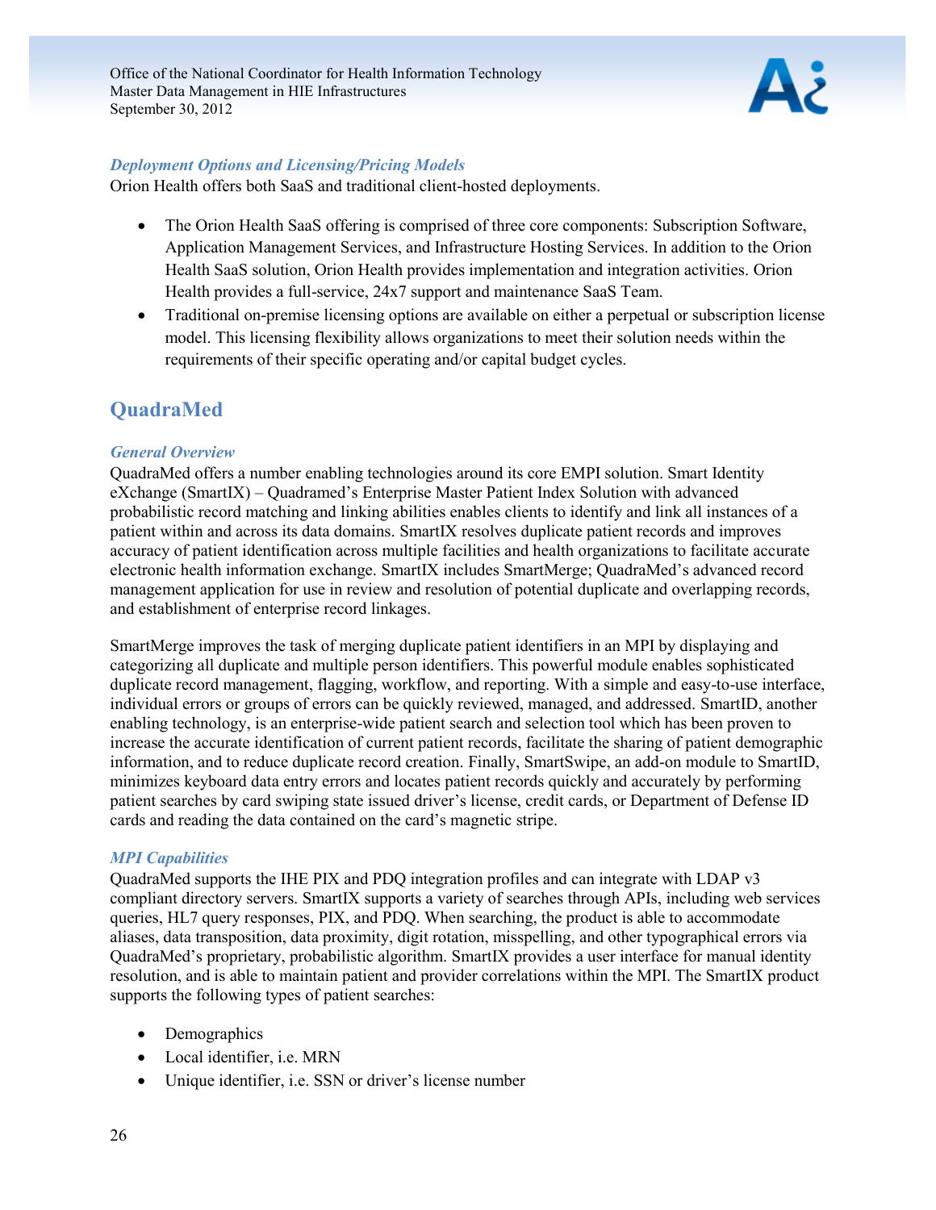#### *Deployment Options and Licensing/Pricing Models*

Orion Health offers both SaaS and traditional client-hosted deployments.

- The Orion Health SaaS offering is comprised of three core components: Subscription Software, Application Management Services, and Infrastructure Hosting Services. In addition to the Orion Health SaaS solution, Orion Health provides implementation and integration activities. Orion Health provides a full-service, 24x7 support and maintenance SaaS Team.
- Traditional on-premise licensing options are available on either a perpetual or subscription license model. This licensing flexibility allows organizations to meet their solution needs within the requirements of their specific operating and/or capital budget cycles.

## QuadraMed

#### *General Overview*

QuadraMed offers a number enabling technologies around its core EMPI solution. Smart Identity eXchange (SmartIX) – Quadramed's Enterprise Master Patient Index Solution with advanced probabilistic record matching and linking abilities enables clients to identify and link all instances of a patient within and across its data domains. SmartIX resolves duplicate patient records and improves accuracy of patient identification across multiple facilities and health organizations to facilitate accurate electronic health information exchange. SmartIX includes SmartMerge; QuadraMed's advanced record management application for use in review and resolution of potential duplicate and overlapping records, and establishment of enterprise record linkages.

SmartMerge improves the task of merging duplicate patient identifiers in an MPI by displaying and categorizing all duplicate and multiple person identifiers. This powerful module enables sophisticated duplicate record management, flagging, workflow, and reporting. With a simple and easy-to-use interface, individual errors or groups of errors can be quickly reviewed, managed, and addressed. SmartID, another enabling technology, is an enterprise-wide patient search and selection tool which has been proven to increase the accurate identification of current patient records, facilitate the sharing of patient demographic information, and to reduce duplicate record creation. Finally, SmartSwipe, an add-on module to SmartID, minimizes keyboard data entry errors and locates patient records quickly and accurately by performing patient searches by card swiping state issued driver's license, credit cards, or Department of Defense ID cards and reading the data contained on the card's magnetic stripe.

#### *MPI Capabilities*

QuadraMed supports the IHE PIX and PDQ integration profiles and can integrate with LDAP v3 compliant directory servers. SmartIX supports a variety of searches through APIs, including web services queries, HL7 query responses, PIX, and PDQ. When searching, the product is able to accommodate aliases, data transposition, data proximity, digit rotation, misspelling, and other typographical errors via QuadraMed's proprietary, probabilistic algorithm. SmartIX provides a user interface for manual identity resolution, and is able to maintain patient and provider correlations within the MPI. The SmartIX product supports the following types of patient searches:

- Demographics
- Local identifier, i.e. MRN
- Unique identifier, i.e. SSN or driver's license number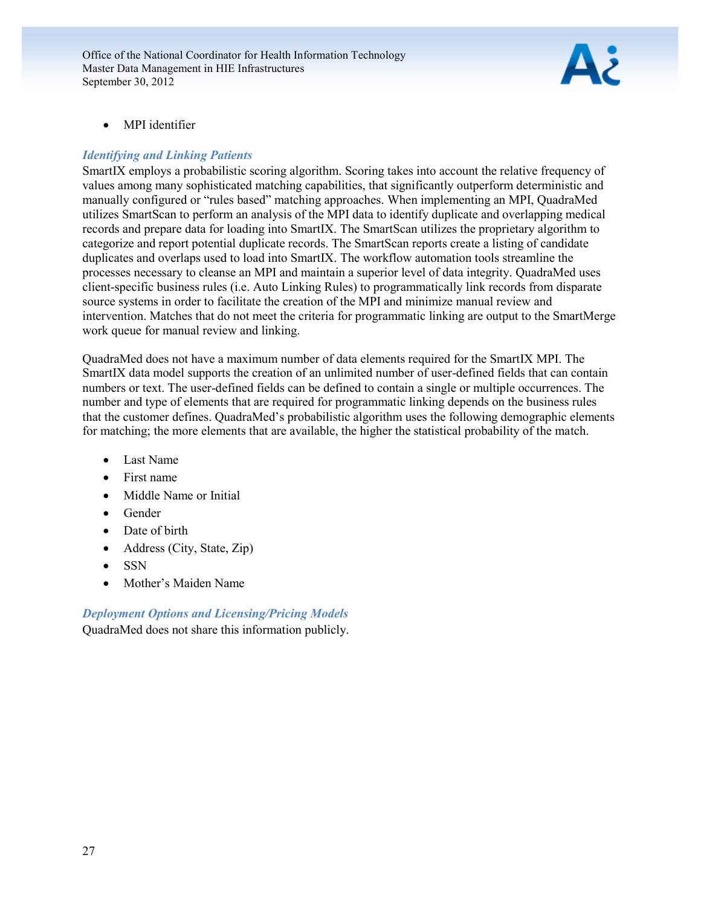- MPI identifier

### *Identifying and Linking Patients*

SmartIX employs a probabilistic scoring algorithm. Scoring takes into account the relative frequency of values among many sophisticated matching capabilities, that significantly outperform deterministic and manually configured or "rules based" matching approaches. When implementing an MPI, QuadraMed utilizes SmartScan to perform an analysis of the MPI data to identify duplicate and overlapping medical records and prepare data for loading into SmartIX. The SmartScan utilizes the proprietary algorithm to categorize and report potential duplicate records. The SmartScan reports create a listing of candidate duplicates and overlaps used to load into SmartIX. The workflow automation tools streamline the processes necessary to cleanse an MPI and maintain a superior level of data integrity. QuadraMed uses client-specific business rules (i.e. Auto Linking Rules) to programmatically link records from disparate source systems in order to facilitate the creation of the MPI and minimize manual review and intervention. Matches that do not meet the criteria for programmatic linking are output to the SmartMerge work queue for manual review and linking.

QuadraMed does not have a maximum number of data elements required for the SmartIX MPI. The SmartIX data model supports the creation of an unlimited number of user-defined fields that can contain numbers or text. The user-defined fields can be defined to contain a single or multiple occurrences. The number and type of elements that are required for programmatic linking depends on the business rules that the customer defines. QuadraMed's probabilistic algorithm uses the following demographic elements for matching; the more elements that are available, the higher the statistical probability of the match.

- Last Name
- First name
- Middle Name or Initial
- Gender
- Date of birth
- Address (City, State, Zip)
- SSN
- Mother's Maiden Name

### *Deployment Options and Licensing/Pricing Models*

QuadraMed does not share this information publicly.